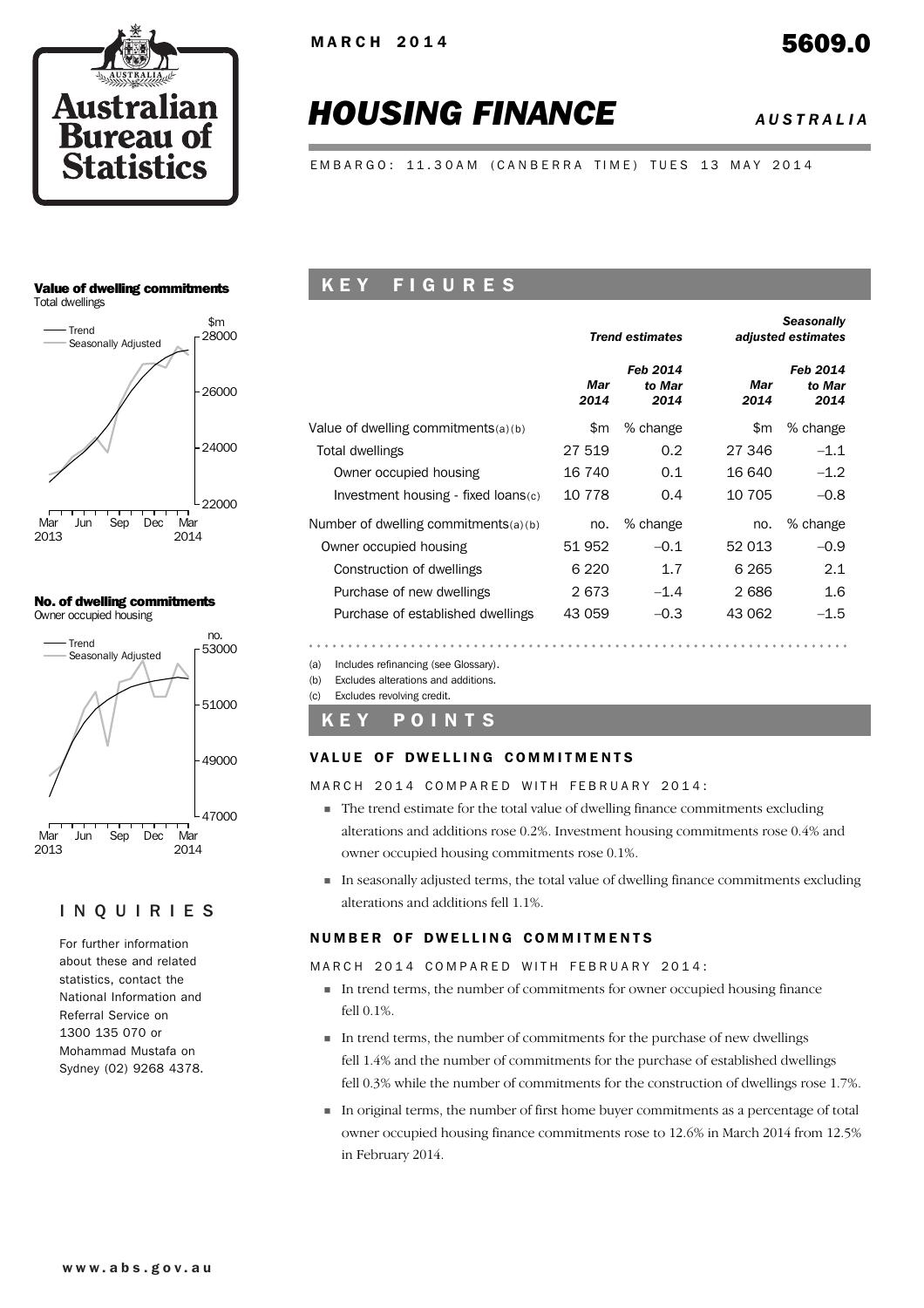MARCH 2014

5609.0

# HOUSING FINANCE

AUSTRALIA

EMBARGO: 11.30AM (CANBERRA TIME) TUES 13 MAY 2014

**Value of dwelling commitments**
Total dwellings

**No. of dwelling commitments**
Owner occupied housing

## KEY FIGURES

| | *Trend estimates* | | *Seasonally adjusted estimates* | |
|---|---|---|---|---|
| | *Mar 2014* | *Feb 2014 to Mar 2014* | *Mar 2014* | *Feb 2014 to Mar 2014* |
| Value of dwelling commitments(a)(b) | $m | % change | $m | % change |
| Total dwellings | 27 519 | 0.2 | 27 346 | –1.1 |
| Owner occupied housing | 16 740 | 0.1 | 16 640 | –1.2 |
| Investment housing - fixed loans(c) | 10 778 | 0.4 | 10 705 | –0.8 |
| Number of dwelling commitments(a)(b) | no. | % change | no. | % change |
| Owner occupied housing | 51 952 | –0.1 | 52 013 | –0.9 |
| Construction of dwellings | 6 220 | 1.7 | 6 265 | 2.1 |
| Purchase of new dwellings | 2 673 | –1.4 | 2 686 | 1.6 |
| Purchase of established dwellings | 43 059 | –0.3 | 43 062 | –1.5 |

(a) Includes refinancing (see Glossary).
(b) Excludes alterations and additions.
(c) Excludes revolving credit.

## KEY POINTS

### VALUE OF DWELLING COMMITMENTS

MARCH 2014 COMPARED WITH FEBRUARY 2014:

- The trend estimate for the total value of dwelling finance commitments excluding alterations and additions rose 0.2%. Investment housing commitments rose 0.4% and owner occupied housing commitments rose 0.1%.
- In seasonally adjusted terms, the total value of dwelling finance commitments excluding alterations and additions fell 1.1%.

### NUMBER OF DWELLING COMMITMENTS

MARCH 2014 COMPARED WITH FEBRUARY 2014:

- In trend terms, the number of commitments for owner occupied housing finance fell 0.1%.
- In trend terms, the number of commitments for the purchase of new dwellings fell 1.4% and the number of commitments for the purchase of established dwellings fell 0.3% while the number of commitments for the construction of dwellings rose 1.7%.
- In original terms, the number of first home buyer commitments as a percentage of total owner occupied housing finance commitments rose to 12.6% in March 2014 from 12.5% in February 2014.

## INQUIRIES

For further information about these and related statistics, contact the National Information and Referral Service on 1300 135 070 or Mohammad Mustafa on Sydney (02) 9268 4378.

www.abs.gov.au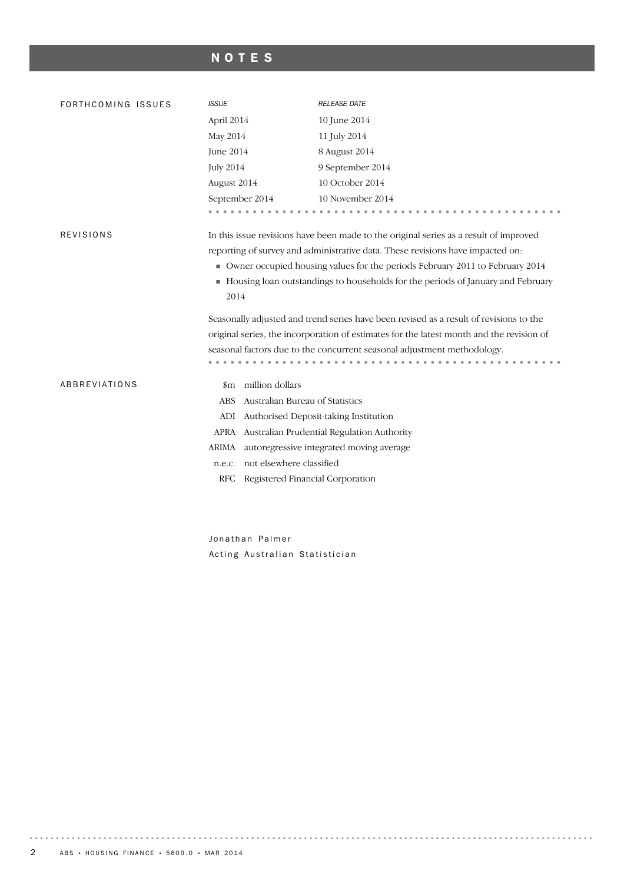# NOTES

## FORTHCOMING ISSUES

| *ISSUE* | *RELEASE DATE* |
|---|---|
| April 2014 | 10 June 2014 |
| May 2014 | 11 July 2014 |
| June 2014 | 8 August 2014 |
| July 2014 | 9 September 2014 |
| August 2014 | 10 October 2014 |
| September 2014 | 10 November 2014 |

## REVISIONS

In this issue revisions have been made to the original series as a result of improved reporting of survey and administrative data. These revisions have impacted on:

- Owner occupied housing values for the periods February 2011 to February 2014
- Housing loan outstandings to households for the periods of January and February 2014

Seasonally adjusted and trend series have been revised as a result of revisions to the original series, the incorporation of estimates for the latest month and the revision of seasonal factors due to the concurrent seasonal adjustment methodology.

## ABBREVIATIONS

| | |
|---|---|
| $m | million dollars |
| ABS | Australian Bureau of Statistics |
| ADI | Authorised Deposit-taking Institution |
| APRA | Australian Prudential Regulation Authority |
| ARIMA | autoregressive integrated moving average |
| n.e.c. | not elsewhere classified |
| RFC | Registered Financial Corporation |

Jonathan Palmer
Acting Australian Statistician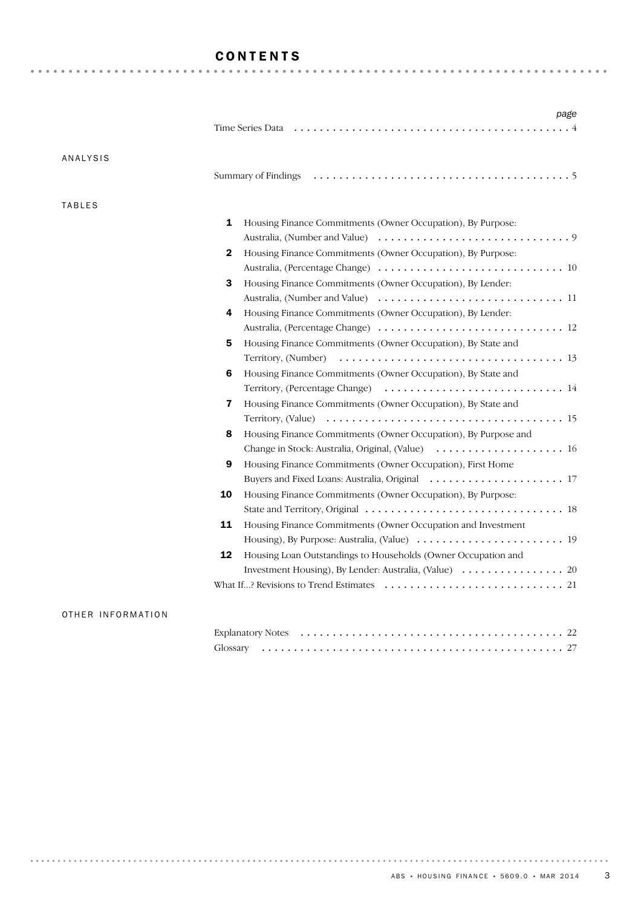# CONTENTS

| | | page |
|---|---|---|
| | Time Series Data | 4 |
| **ANALYSIS** | | |
| | Summary of Findings | 5 |
| **TABLES** | | |
| | **1** Housing Finance Commitments (Owner Occupation), By Purpose: Australia, (Number and Value) | 9 |
| | **2** Housing Finance Commitments (Owner Occupation), By Purpose: Australia, (Percentage Change) | 10 |
| | **3** Housing Finance Commitments (Owner Occupation), By Lender: Australia, (Number and Value) | 11 |
| | **4** Housing Finance Commitments (Owner Occupation), By Lender: Australia, (Percentage Change) | 12 |
| | **5** Housing Finance Commitments (Owner Occupation), By State and Territory, (Number) | 13 |
| | **6** Housing Finance Commitments (Owner Occupation), By State and Territory, (Percentage Change) | 14 |
| | **7** Housing Finance Commitments (Owner Occupation), By State and Territory, (Value) | 15 |
| | **8** Housing Finance Commitments (Owner Occupation), By Purpose and Change in Stock: Australia, Original, (Value) | 16 |
| | **9** Housing Finance Commitments (Owner Occupation), First Home Buyers and Fixed Loans: Australia, Original | 17 |
| | **10** Housing Finance Commitments (Owner Occupation), By Purpose: State and Territory, Original | 18 |
| | **11** Housing Finance Commitments (Owner Occupation and Investment Housing), By Purpose: Australia, (Value) | 19 |
| | **12** Housing Loan Outstandings to Households (Owner Occupation and Investment Housing), By Lender: Australia, (Value) | 20 |
| | What If...? Revisions to Trend Estimates | 21 |
| **OTHER INFORMATION** | | |
| | Explanatory Notes | 22 |
| | Glossary | 27 |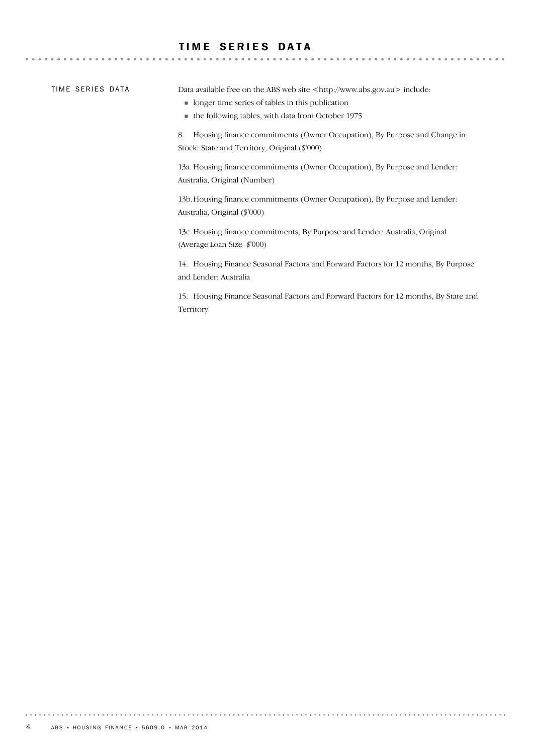# TIME SERIES DATA

## TIME SERIES DATA

Data available free on the ABS web site <http://www.abs.gov.au> include:

- longer time series of tables in this publication
- the following tables, with data from October 1975

8. Housing finance commitments (Owner Occupation), By Purpose and Change in Stock: State and Territory, Original ($'000)

13a. Housing finance commitments (Owner Occupation), By Purpose and Lender: Australia, Original (Number)

13b. Housing finance commitments (Owner Occupation), By Purpose and Lender: Australia, Original ($'000)

13c. Housing finance commitments, By Purpose and Lender: Australia, Original (Average Loan Size–$'000)

14. Housing Finance Seasonal Factors and Forward Factors for 12 months, By Purpose and Lender: Australia

15. Housing Finance Seasonal Factors and Forward Factors for 12 months, By State and Territory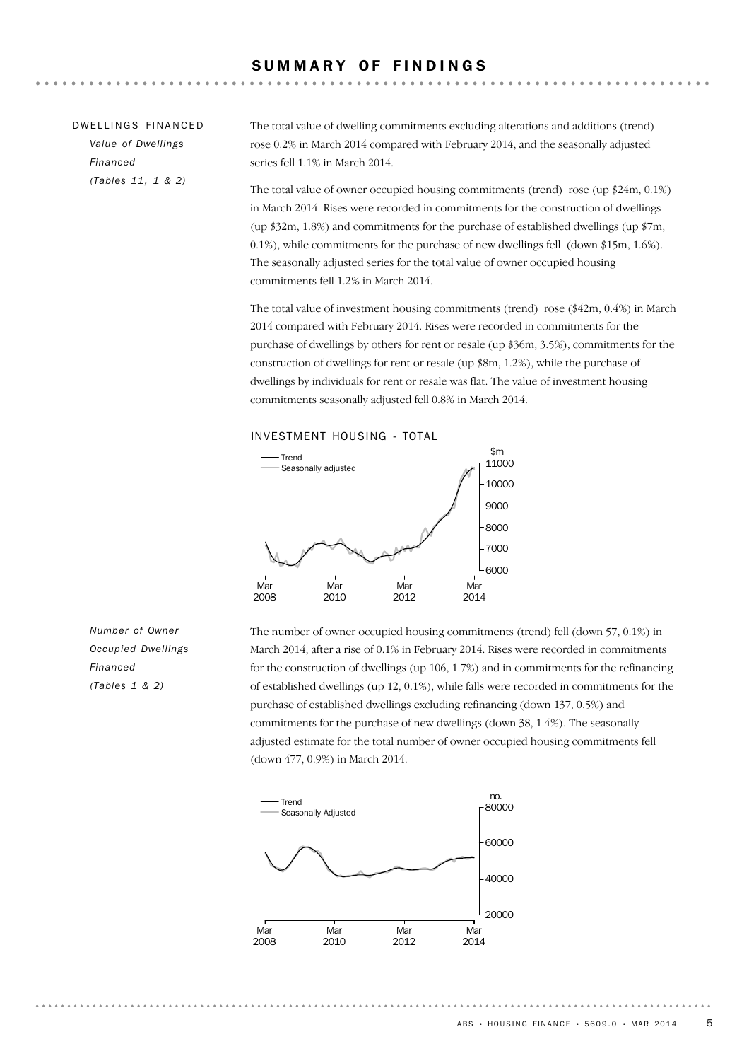# SUMMARY OF FINDINGS

## DWELLINGS FINANCED

*Value of Dwellings Financed (Tables 11, 1 & 2)*

The total value of dwelling commitments excluding alterations and additions (trend) rose 0.2% in March 2014 compared with February 2014, and the seasonally adjusted series fell 1.1% in March 2014.

The total value of owner occupied housing commitments (trend) rose (up $24m, 0.1%) in March 2014. Rises were recorded in commitments for the construction of dwellings (up $32m, 1.8%) and commitments for the purchase of established dwellings (up $7m, 0.1%), while commitments for the purchase of new dwellings fell (down $15m, 1.6%). The seasonally adjusted series for the total value of owner occupied housing commitments fell 1.2% in March 2014.

The total value of investment housing commitments (trend) rose ($42m, 0.4%) in March 2014 compared with February 2014. Rises were recorded in commitments for the purchase of dwellings by others for rent or resale (up $36m, 3.5%), commitments for the construction of dwellings for rent or resale (up $8m, 1.2%), while the purchase of dwellings by individuals for rent or resale was flat. The value of investment housing commitments seasonally adjusted fell 0.8% in March 2014.

INVESTMENT HOUSING - TOTAL

*Number of Owner Occupied Dwellings Financed (Tables 1 & 2)*

The number of owner occupied housing commitments (trend) fell (down 57, 0.1%) in March 2014, after a rise of 0.1% in February 2014. Rises were recorded in commitments for the construction of dwellings (up 106, 1.7%) and in commitments for the refinancing of established dwellings (up 12, 0.1%), while falls were recorded in commitments for the purchase of established dwellings excluding refinancing (down 137, 0.5%) and commitments for the purchase of new dwellings (down 38, 1.4%). The seasonally adjusted estimate for the total number of owner occupied housing commitments fell (down 477, 0.9%) in March 2014.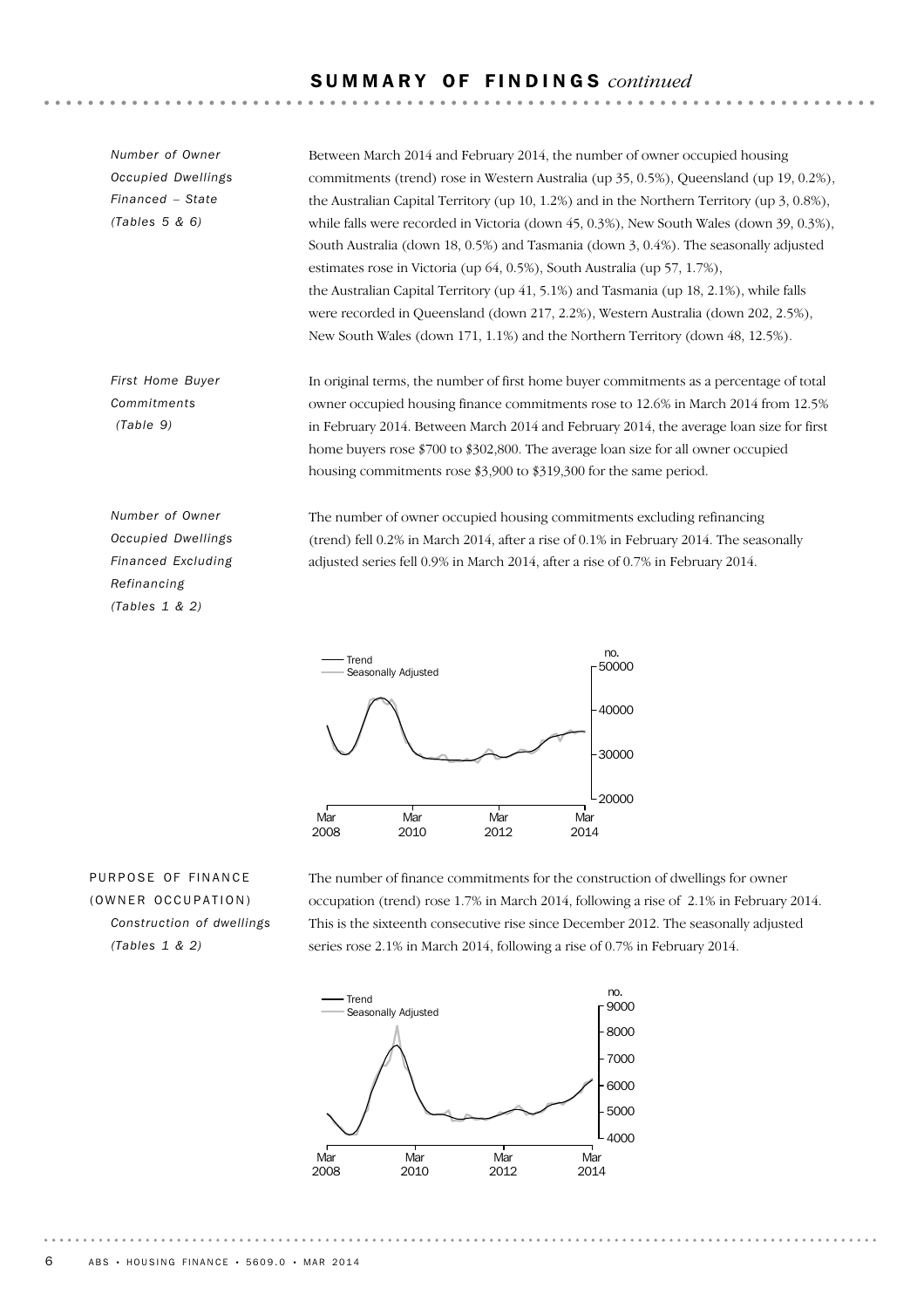# SUMMARY OF FINDINGS *continued*

*Number of Owner Occupied Dwellings Financed – State (Tables 5 & 6)*

Between March 2014 and February 2014, the number of owner occupied housing commitments (trend) rose in Western Australia (up 35, 0.5%), Queensland (up 19, 0.2%), the Australian Capital Territory (up 10, 1.2%) and in the Northern Territory (up 3, 0.8%), while falls were recorded in Victoria (down 45, 0.3%), New South Wales (down 39, 0.3%), South Australia (down 18, 0.5%) and Tasmania (down 3, 0.4%). The seasonally adjusted estimates rose in Victoria (up 64, 0.5%), South Australia (up 57, 1.7%), the Australian Capital Territory (up 41, 5.1%) and Tasmania (up 18, 2.1%), while falls were recorded in Queensland (down 217, 2.2%), Western Australia (down 202, 2.5%), New South Wales (down 171, 1.1%) and the Northern Territory (down 48, 12.5%).

*First Home Buyer Commitments (Table 9)*

In original terms, the number of first home buyer commitments as a percentage of total owner occupied housing finance commitments rose to 12.6% in March 2014 from 12.5% in February 2014. Between March 2014 and February 2014, the average loan size for first home buyers rose $700 to $302,800. The average loan size for all owner occupied housing commitments rose $3,900 to $319,300 for the same period.

*Number of Owner Occupied Dwellings Financed Excluding Refinancing (Tables 1 & 2)*

The number of owner occupied housing commitments excluding refinancing (trend) fell 0.2% in March 2014, after a rise of 0.1% in February 2014. The seasonally adjusted series fell 0.9% in March 2014, after a rise of 0.7% in February 2014.

## PURPOSE OF FINANCE (OWNER OCCUPATION)

*Construction of dwellings (Tables 1 & 2)*

The number of finance commitments for the construction of dwellings for owner occupation (trend) rose 1.7% in March 2014, following a rise of 2.1% in February 2014. This is the sixteenth consecutive rise since December 2012. The seasonally adjusted series rose 2.1% in March 2014, following a rise of 0.7% in February 2014.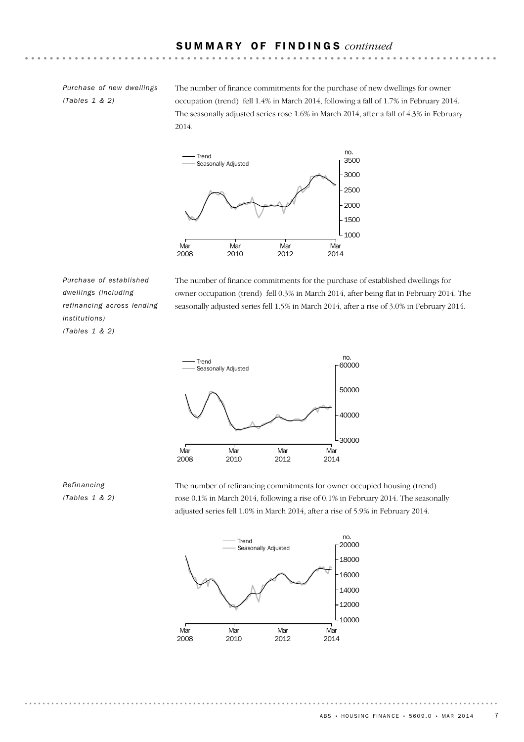## SUMMARY OF FINDINGS *continued*

*Purchase of new dwellings (Tables 1 & 2)*

The number of finance commitments for the purchase of new dwellings for owner occupation (trend) fell 1.4% in March 2014, following a fall of 1.7% in February 2014. The seasonally adjusted series rose 1.6% in March 2014, after a fall of 4.3% in February 2014.

*Purchase of established dwellings (including refinancing across lending institutions) (Tables 1 & 2)*

The number of finance commitments for the purchase of established dwellings for owner occupation (trend) fell 0.3% in March 2014, after being flat in February 2014. The seasonally adjusted series fell 1.5% in March 2014, after a rise of 3.0% in February 2014.

*Refinancing (Tables 1 & 2)*

The number of refinancing commitments for owner occupied housing (trend) rose 0.1% in March 2014, following a rise of 0.1% in February 2014. The seasonally adjusted series fell 1.0% in March 2014, after a rise of 5.9% in February 2014.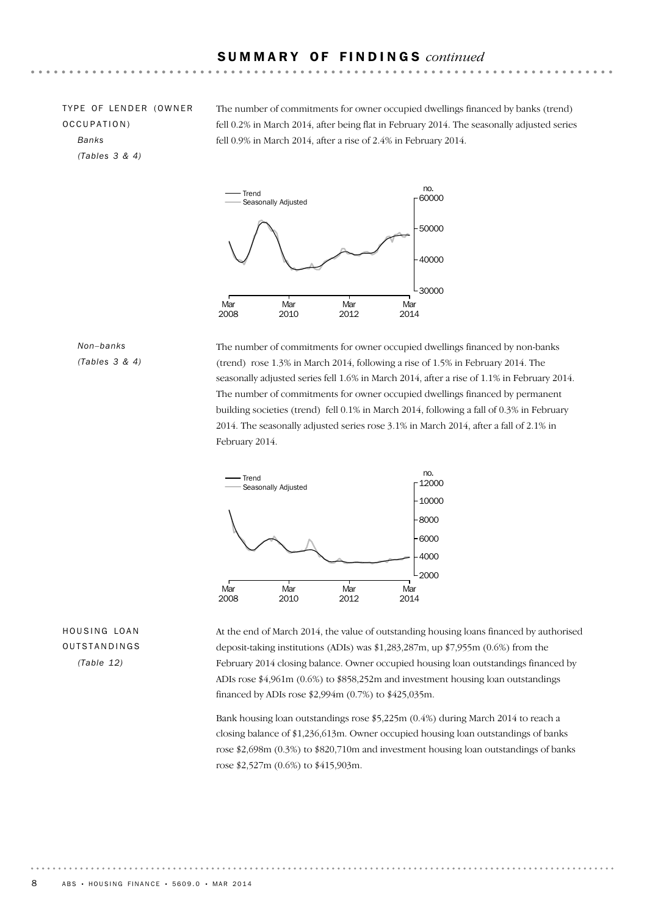## SUMMARY OF FINDINGS *continued*

### TYPE OF LENDER (OWNER OCCUPATION)

*Banks*
*(Tables 3 & 4)*

The number of commitments for owner occupied dwellings financed by banks (trend) fell 0.2% in March 2014, after being flat in February 2014. The seasonally adjusted series fell 0.9% in March 2014, after a rise of 2.4% in February 2014.

*Non–banks*
*(Tables 3 & 4)*

The number of commitments for owner occupied dwellings financed by non-banks (trend) rose 1.3% in March 2014, following a rise of 1.5% in February 2014. The seasonally adjusted series fell 1.6% in March 2014, after a rise of 1.1% in February 2014. The number of commitments for owner occupied dwellings financed by permanent building societies (trend) fell 0.1% in March 2014, following a fall of 0.3% in February 2014. The seasonally adjusted series rose 3.1% in March 2014, after a fall of 2.1% in February 2014.

### HOUSING LOAN OUTSTANDINGS

*(Table 12)*

At the end of March 2014, the value of outstanding housing loans financed by authorised deposit-taking institutions (ADIs) was $1,283,287m, up $7,955m (0.6%) from the February 2014 closing balance. Owner occupied housing loan outstandings financed by ADIs rose $4,961m (0.6%) to $858,252m and investment housing loan outstandings financed by ADIs rose $2,994m (0.7%) to $425,035m.

Bank housing loan outstandings rose $5,225m (0.4%) during March 2014 to reach a closing balance of $1,236,613m. Owner occupied housing loan outstandings of banks rose $2,698m (0.3%) to $820,710m and investment housing loan outstandings of banks rose $2,527m (0.6%) to $415,903m.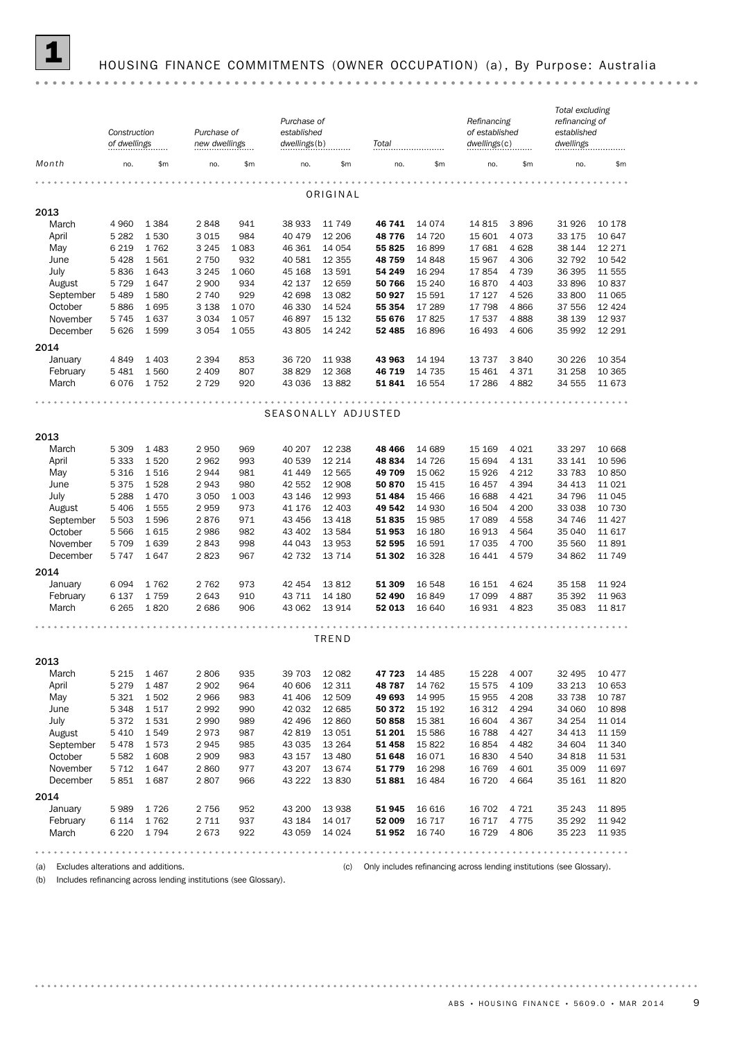# 1 HOUSING FINANCE COMMITMENTS (OWNER OCCUPATION) (a), By Purpose: Australia

| Month | Construction of dwellings | | Purchase of new dwellings | | Purchase of established dwellings(b) | | Total | | Refinancing of established dwellings(c) | | Total excluding refinancing of established dwellings | |
|---|---|---|---|---|---|---|---|---|---|---|---|---|
| | no. | $m | no. | $m | no. | $m | no. | $m | no. | $m | no. | $m |
| **ORIGINAL** | | | | | | | | | | | | |
| **2013** | | | | | | | | | | | | |
| March | 4 960 | 1 384 | 2 848 | 941 | 38 933 | 11 749 | **46 741** | 14 074 | 14 815 | 3 896 | 31 926 | 10 178 |
| April | 5 282 | 1 530 | 3 015 | 984 | 40 479 | 12 206 | **48 776** | 14 720 | 15 601 | 4 073 | 33 175 | 10 647 |
| May | 6 219 | 1 762 | 3 245 | 1 083 | 46 361 | 14 054 | **55 825** | 16 899 | 17 681 | 4 628 | 38 144 | 12 271 |
| June | 5 428 | 1 561 | 2 750 | 932 | 40 581 | 12 355 | **48 759** | 14 848 | 15 967 | 4 306 | 32 792 | 10 542 |
| July | 5 836 | 1 643 | 3 245 | 1 060 | 45 168 | 13 591 | **54 249** | 16 294 | 17 854 | 4 739 | 36 395 | 11 555 |
| August | 5 729 | 1 647 | 2 900 | 934 | 42 137 | 12 659 | **50 766** | 15 240 | 16 870 | 4 403 | 33 896 | 10 837 |
| September | 5 489 | 1 580 | 2 740 | 929 | 42 698 | 13 082 | **50 927** | 15 591 | 17 127 | 4 526 | 33 800 | 11 065 |
| October | 5 886 | 1 695 | 3 138 | 1 070 | 46 330 | 14 524 | **55 354** | 17 289 | 17 798 | 4 866 | 37 556 | 12 424 |
| November | 5 745 | 1 637 | 3 034 | 1 057 | 46 897 | 15 132 | **55 676** | 17 825 | 17 537 | 4 888 | 38 139 | 12 937 |
| December | 5 626 | 1 599 | 3 054 | 1 055 | 43 805 | 14 242 | **52 485** | 16 896 | 16 493 | 4 606 | 35 992 | 12 291 |
| **2014** | | | | | | | | | | | | |
| January | 4 849 | 1 403 | 2 394 | 853 | 36 720 | 11 938 | **43 963** | 14 194 | 13 737 | 3 840 | 30 226 | 10 354 |
| February | 5 481 | 1 560 | 2 409 | 807 | 38 829 | 12 368 | **46 719** | 14 735 | 15 461 | 4 371 | 31 258 | 10 365 |
| March | 6 076 | 1 752 | 2 729 | 920 | 43 036 | 13 882 | **51 841** | 16 554 | 17 286 | 4 882 | 34 555 | 11 673 |
| **SEASONALLY ADJUSTED** | | | | | | | | | | | | |
| **2013** | | | | | | | | | | | | |
| March | 5 309 | 1 483 | 2 950 | 969 | 40 207 | 12 238 | **48 466** | 14 689 | 15 169 | 4 021 | 33 297 | 10 668 |
| April | 5 333 | 1 520 | 2 962 | 993 | 40 539 | 12 214 | **48 834** | 14 726 | 15 694 | 4 131 | 33 141 | 10 596 |
| May | 5 316 | 1 516 | 2 944 | 981 | 41 449 | 12 565 | **49 709** | 15 062 | 15 926 | 4 212 | 33 783 | 10 850 |
| June | 5 375 | 1 528 | 2 943 | 980 | 42 552 | 12 908 | **50 870** | 15 415 | 16 457 | 4 394 | 34 413 | 11 021 |
| July | 5 288 | 1 470 | 3 050 | 1 003 | 43 146 | 12 993 | **51 484** | 15 466 | 16 688 | 4 421 | 34 796 | 11 045 |
| August | 5 406 | 1 555 | 2 959 | 973 | 41 176 | 12 403 | **49 542** | 14 930 | 16 504 | 4 200 | 33 038 | 10 730 |
| September | 5 503 | 1 596 | 2 876 | 971 | 43 456 | 13 418 | **51 835** | 15 985 | 17 089 | 4 558 | 34 746 | 11 427 |
| October | 5 566 | 1 615 | 2 986 | 982 | 43 402 | 13 584 | **51 953** | 16 180 | 16 913 | 4 564 | 35 040 | 11 617 |
| November | 5 709 | 1 639 | 2 843 | 998 | 44 043 | 13 953 | **52 595** | 16 591 | 17 035 | 4 700 | 35 560 | 11 891 |
| December | 5 747 | 1 647 | 2 823 | 967 | 42 732 | 13 714 | **51 302** | 16 328 | 16 441 | 4 579 | 34 862 | 11 749 |
| **2014** | | | | | | | | | | | | |
| January | 6 094 | 1 762 | 2 762 | 973 | 42 454 | 13 812 | **51 309** | 16 548 | 16 151 | 4 624 | 35 158 | 11 924 |
| February | 6 137 | 1 759 | 2 643 | 910 | 43 711 | 14 180 | **52 490** | 16 849 | 17 099 | 4 887 | 35 392 | 11 963 |
| March | 6 265 | 1 820 | 2 686 | 906 | 43 062 | 13 914 | **52 013** | 16 640 | 16 931 | 4 823 | 35 083 | 11 817 |
| **TREND** | | | | | | | | | | | | |
| **2013** | | | | | | | | | | | | |
| March | 5 215 | 1 467 | 2 806 | 935 | 39 703 | 12 082 | **47 723** | 14 485 | 15 228 | 4 007 | 32 495 | 10 477 |
| April | 5 279 | 1 487 | 2 902 | 964 | 40 606 | 12 311 | **48 787** | 14 762 | 15 575 | 4 109 | 33 213 | 10 653 |
| May | 5 321 | 1 502 | 2 966 | 983 | 41 406 | 12 509 | **49 693** | 14 995 | 15 955 | 4 208 | 33 738 | 10 787 |
| June | 5 348 | 1 517 | 2 992 | 990 | 42 032 | 12 685 | **50 372** | 15 192 | 16 312 | 4 294 | 34 060 | 10 898 |
| July | 5 372 | 1 531 | 2 990 | 989 | 42 496 | 12 860 | **50 858** | 15 381 | 16 604 | 4 367 | 34 254 | 11 014 |
| August | 5 410 | 1 549 | 2 973 | 987 | 42 819 | 13 051 | **51 201** | 15 586 | 16 788 | 4 427 | 34 413 | 11 159 |
| September | 5 478 | 1 573 | 2 945 | 985 | 43 035 | 13 264 | **51 458** | 15 822 | 16 854 | 4 482 | 34 604 | 11 340 |
| October | 5 582 | 1 608 | 2 909 | 983 | 43 157 | 13 480 | **51 648** | 16 071 | 16 830 | 4 540 | 34 818 | 11 531 |
| November | 5 712 | 1 647 | 2 860 | 977 | 43 207 | 13 674 | **51 779** | 16 298 | 16 769 | 4 601 | 35 009 | 11 697 |
| December | 5 851 | 1 687 | 2 807 | 966 | 43 222 | 13 830 | **51 881** | 16 484 | 16 720 | 4 664 | 35 161 | 11 820 |
| **2014** | | | | | | | | | | | | |
| January | 5 989 | 1 726 | 2 756 | 952 | 43 200 | 13 938 | **51 945** | 16 616 | 16 702 | 4 721 | 35 243 | 11 895 |
| February | 6 114 | 1 762 | 2 711 | 937 | 43 184 | 14 017 | **52 009** | 16 717 | 16 717 | 4 775 | 35 292 | 11 942 |
| March | 6 220 | 1 794 | 2 673 | 922 | 43 059 | 14 024 | **51 952** | 16 740 | 16 729 | 4 806 | 35 223 | 11 935 |

(a) Excludes alterations and additions.

(b) Includes refinancing across lending institutions (see Glossary).

(c) Only includes refinancing across lending institutions (see Glossary).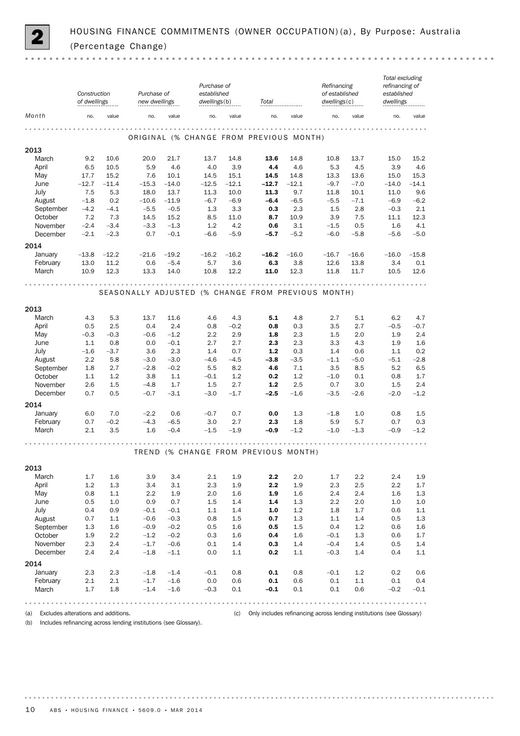## 2 HOUSING FINANCE COMMITMENTS (OWNER OCCUPATION)(a), By Purpose: Australia (Percentage Change)

| Month | Construction of dwellings | | Purchase of new dwellings | | Purchase of established dwellings(b) | | Total | | Refinancing of established dwellings(c) | | Total excluding refinancing of established dwellings | |
|---|---|---|---|---|---|---|---|---|---|---|---|---|
| | no. | value | no. | value | no. | value | no. | value | no. | value | no. | value |
| **ORIGINAL (% CHANGE FROM PREVIOUS MONTH)** | | | | | | | | | | | | |
| **2013** | | | | | | | | | | | | |
| March | 9.2 | 10.6 | 20.0 | 21.7 | 13.7 | 14.8 | **13.6** | 14.8 | 10.8 | 13.7 | 15.0 | 15.2 |
| April | 6.5 | 10.5 | 5.9 | 4.6 | 4.0 | 3.9 | **4.4** | 4.6 | 5.3 | 4.5 | 3.9 | 4.6 |
| May | 17.7 | 15.2 | 7.6 | 10.1 | 14.5 | 15.1 | **14.5** | 14.8 | 13.3 | 13.6 | 15.0 | 15.3 |
| June | −12.7 | −11.4 | −15.3 | −14.0 | −12.5 | −12.1 | **−12.7** | −12.1 | −9.7 | −7.0 | −14.0 | −14.1 |
| July | 7.5 | 5.3 | 18.0 | 13.7 | 11.3 | 10.0 | **11.3** | 9.7 | 11.8 | 10.1 | 11.0 | 9.6 |
| August | −1.8 | 0.2 | −10.6 | −11.9 | −6.7 | −6.9 | **−6.4** | −6.5 | −5.5 | −7.1 | −6.9 | −6.2 |
| September | −4.2 | −4.1 | −5.5 | −0.5 | 1.3 | 3.3 | **0.3** | 2.3 | 1.5 | 2.8 | −0.3 | 2.1 |
| October | 7.2 | 7.3 | 14.5 | 15.2 | 8.5 | 11.0 | **8.7** | 10.9 | 3.9 | 7.5 | 11.1 | 12.3 |
| November | −2.4 | −3.4 | −3.3 | −1.3 | 1.2 | 4.2 | **0.6** | 3.1 | −1.5 | 0.5 | 1.6 | 4.1 |
| December | −2.1 | −2.3 | 0.7 | −0.1 | −6.6 | −5.9 | **−5.7** | −5.2 | −6.0 | −5.8 | −5.6 | −5.0 |
| **2014** | | | | | | | | | | | | |
| January | −13.8 | −12.2 | −21.6 | −19.2 | −16.2 | −16.2 | **−16.2** | −16.0 | −16.7 | −16.6 | −16.0 | −15.8 |
| February | 13.0 | 11.2 | 0.6 | −5.4 | 5.7 | 3.6 | **6.3** | 3.8 | 12.6 | 13.8 | 3.4 | 0.1 |
| March | 10.9 | 12.3 | 13.3 | 14.0 | 10.8 | 12.2 | **11.0** | 12.3 | 11.8 | 11.7 | 10.5 | 12.6 |
| **SEASONALLY ADJUSTED (% CHANGE FROM PREVIOUS MONTH)** | | | | | | | | | | | | |
| **2013** | | | | | | | | | | | | |
| March | 4.3 | 5.3 | 13.7 | 11.6 | 4.6 | 4.3 | **5.1** | 4.8 | 2.7 | 5.1 | 6.2 | 4.7 |
| April | 0.5 | 2.5 | 0.4 | 2.4 | 0.8 | −0.2 | **0.8** | 0.3 | 3.5 | 2.7 | −0.5 | −0.7 |
| May | −0.3 | −0.3 | −0.6 | −1.2 | 2.2 | 2.9 | **1.8** | 2.3 | 1.5 | 2.0 | 1.9 | 2.4 |
| June | 1.1 | 0.8 | 0.0 | −0.1 | 2.7 | 2.7 | **2.3** | 2.3 | 3.3 | 4.3 | 1.9 | 1.6 |
| July | −1.6 | −3.7 | 3.6 | 2.3 | 1.4 | 0.7 | **1.2** | 0.3 | 1.4 | 0.6 | 1.1 | 0.2 |
| August | 2.2 | 5.8 | −3.0 | −3.0 | −4.6 | −4.5 | **−3.8** | −3.5 | −1.1 | −5.0 | −5.1 | −2.8 |
| September | 1.8 | 2.7 | −2.8 | −0.2 | 5.5 | 8.2 | **4.6** | 7.1 | 3.5 | 8.5 | 5.2 | 6.5 |
| October | 1.1 | 1.2 | 3.8 | 1.1 | −0.1 | 1.2 | **0.2** | 1.2 | −1.0 | 0.1 | 0.8 | 1.7 |
| November | 2.6 | 1.5 | −4.8 | 1.7 | 1.5 | 2.7 | **1.2** | 2.5 | 0.7 | 3.0 | 1.5 | 2.4 |
| December | 0.7 | 0.5 | −0.7 | −3.1 | −3.0 | −1.7 | **−2.5** | −1.6 | −3.5 | −2.6 | −2.0 | −1.2 |
| **2014** | | | | | | | | | | | | |
| January | 6.0 | 7.0 | −2.2 | 0.6 | −0.7 | 0.7 | **0.0** | 1.3 | −1.8 | 1.0 | 0.8 | 1.5 |
| February | 0.7 | −0.2 | −4.3 | −6.5 | 3.0 | 2.7 | **2.3** | 1.8 | 5.9 | 5.7 | 0.7 | 0.3 |
| March | 2.1 | 3.5 | 1.6 | −0.4 | −1.5 | −1.9 | **−0.9** | −1.2 | −1.0 | −1.3 | −0.9 | −1.2 |
| **TREND (% CHANGE FROM PREVIOUS MONTH)** | | | | | | | | | | | | |
| **2013** | | | | | | | | | | | | |
| March | 1.7 | 1.6 | 3.9 | 3.4 | 2.1 | 1.9 | **2.2** | 2.0 | 1.7 | 2.2 | 2.4 | 1.9 |
| April | 1.2 | 1.3 | 3.4 | 3.1 | 2.3 | 1.9 | **2.2** | 1.9 | 2.3 | 2.5 | 2.2 | 1.7 |
| May | 0.8 | 1.1 | 2.2 | 1.9 | 2.0 | 1.6 | **1.9** | 1.6 | 2.4 | 2.4 | 1.6 | 1.3 |
| June | 0.5 | 1.0 | 0.9 | 0.7 | 1.5 | 1.4 | **1.4** | 1.3 | 2.2 | 2.0 | 1.0 | 1.0 |
| July | 0.4 | 0.9 | −0.1 | −0.1 | 1.1 | 1.4 | **1.0** | 1.2 | 1.8 | 1.7 | 0.6 | 1.1 |
| August | 0.7 | 1.1 | −0.6 | −0.3 | 0.8 | 1.5 | **0.7** | 1.3 | 1.1 | 1.4 | 0.5 | 1.3 |
| September | 1.3 | 1.6 | −0.9 | −0.2 | 0.5 | 1.6 | **0.5** | 1.5 | 0.4 | 1.2 | 0.6 | 1.6 |
| October | 1.9 | 2.2 | −1.2 | −0.2 | 0.3 | 1.6 | **0.4** | 1.6 | −0.1 | 1.3 | 0.6 | 1.7 |
| November | 2.3 | 2.4 | −1.7 | −0.6 | 0.1 | 1.4 | **0.3** | 1.4 | −0.4 | 1.4 | 0.5 | 1.4 |
| December | 2.4 | 2.4 | −1.8 | −1.1 | 0.0 | 1.1 | **0.2** | 1.1 | −0.3 | 1.4 | 0.4 | 1.1 |
| **2014** | | | | | | | | | | | | |
| January | 2.3 | 2.3 | −1.8 | −1.4 | −0.1 | 0.8 | **0.1** | 0.8 | −0.1 | 1.2 | 0.2 | 0.6 |
| February | 2.1 | 2.1 | −1.7 | −1.6 | 0.0 | 0.6 | **0.1** | 0.6 | 0.1 | 1.1 | 0.1 | 0.4 |
| March | 1.7 | 1.8 | −1.4 | −1.6 | −0.3 | 0.1 | **−0.1** | 0.1 | 0.1 | 0.6 | −0.2 | −0.1 |

(a) Excludes alterations and additions.

(b) Includes refinancing across lending institutions (see Glossary).

(c) Only includes refinancing across lending institutions (see Glossary)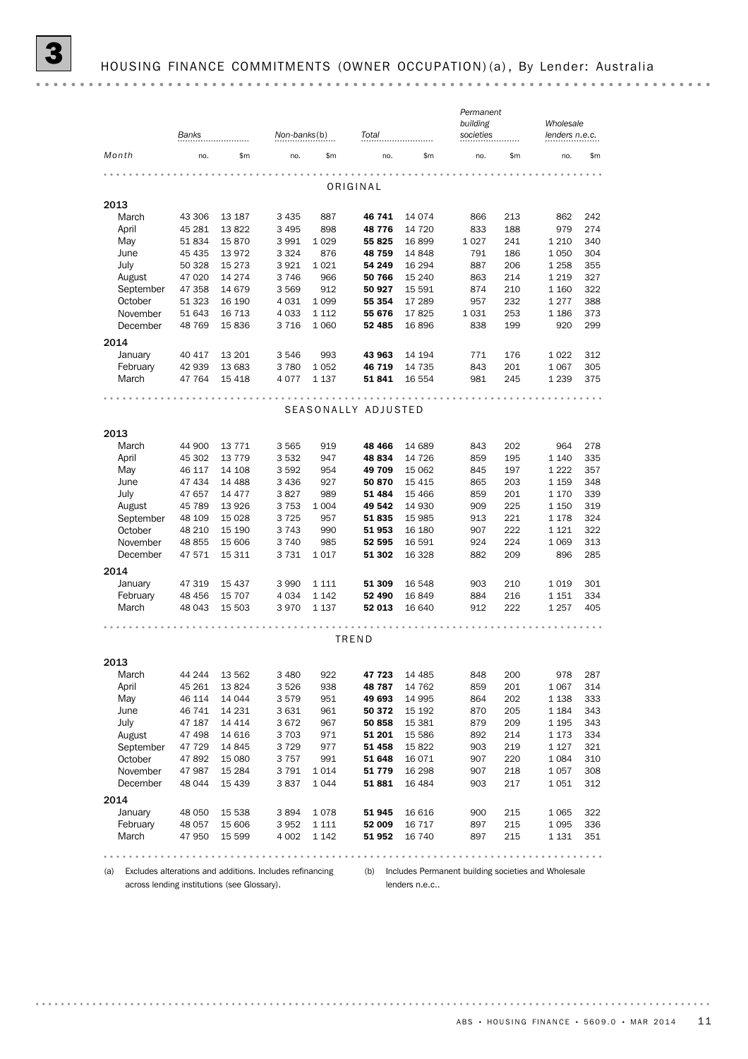# 3 HOUSING FINANCE COMMITMENTS (OWNER OCCUPATION)(a), By Lender: Australia

| Month | Banks | | Non-banks(b) | | Total | | Permanent building societies | | Wholesale lenders n.e.c. | |
|---|---|---|---|---|---|---|---|---|---|---|
| | no. | $m | no. | $m | no. | $m | no. | $m | no. | $m |
| **ORIGINAL** | | | | | | | | | | |
| **2013** | | | | | | | | | | |
| March | 43 306 | 13 187 | 3 435 | 887 | **46 741** | 14 074 | 866 | 213 | 862 | 242 |
| April | 45 281 | 13 822 | 3 495 | 898 | **48 776** | 14 720 | 833 | 188 | 979 | 274 |
| May | 51 834 | 15 870 | 3 991 | 1 029 | **55 825** | 16 899 | 1 027 | 241 | 1 210 | 340 |
| June | 45 435 | 13 972 | 3 324 | 876 | **48 759** | 14 848 | 791 | 186 | 1 050 | 304 |
| July | 50 328 | 15 273 | 3 921 | 1 021 | **54 249** | 16 294 | 887 | 206 | 1 258 | 355 |
| August | 47 020 | 14 274 | 3 746 | 966 | **50 766** | 15 240 | 863 | 214 | 1 219 | 327 |
| September | 47 358 | 14 679 | 3 569 | 912 | **50 927** | 15 591 | 874 | 210 | 1 160 | 322 |
| October | 51 323 | 16 190 | 4 031 | 1 099 | **55 354** | 17 289 | 957 | 232 | 1 277 | 388 |
| November | 51 643 | 16 713 | 4 033 | 1 112 | **55 676** | 17 825 | 1 031 | 253 | 1 186 | 373 |
| December | 48 769 | 15 836 | 3 716 | 1 060 | **52 485** | 16 896 | 838 | 199 | 920 | 299 |
| **2014** | | | | | | | | | | |
| January | 40 417 | 13 201 | 3 546 | 993 | **43 963** | 14 194 | 771 | 176 | 1 022 | 312 |
| February | 42 939 | 13 683 | 3 780 | 1 052 | **46 719** | 14 735 | 843 | 201 | 1 067 | 305 |
| March | 47 764 | 15 418 | 4 077 | 1 137 | **51 841** | 16 554 | 981 | 245 | 1 239 | 375 |
| **SEASONALLY ADJUSTED** | | | | | | | | | | |
| **2013** | | | | | | | | | | |
| March | 44 900 | 13 771 | 3 565 | 919 | **48 466** | 14 689 | 843 | 202 | 964 | 278 |
| April | 45 302 | 13 779 | 3 532 | 947 | **48 834** | 14 726 | 859 | 195 | 1 140 | 335 |
| May | 46 117 | 14 108 | 3 592 | 954 | **49 709** | 15 062 | 845 | 197 | 1 222 | 357 |
| June | 47 434 | 14 488 | 3 436 | 927 | **50 870** | 15 415 | 865 | 203 | 1 159 | 348 |
| July | 47 657 | 14 477 | 3 827 | 989 | **51 484** | 15 466 | 859 | 201 | 1 170 | 339 |
| August | 45 789 | 13 926 | 3 753 | 1 004 | **49 542** | 14 930 | 909 | 225 | 1 150 | 319 |
| September | 48 109 | 15 028 | 3 725 | 957 | **51 835** | 15 985 | 913 | 221 | 1 178 | 324 |
| October | 48 210 | 15 190 | 3 743 | 990 | **51 953** | 16 180 | 907 | 222 | 1 121 | 322 |
| November | 48 855 | 15 606 | 3 740 | 985 | **52 595** | 16 591 | 924 | 224 | 1 069 | 313 |
| December | 47 571 | 15 311 | 3 731 | 1 017 | **51 302** | 16 328 | 882 | 209 | 896 | 285 |
| **2014** | | | | | | | | | | |
| January | 47 319 | 15 437 | 3 990 | 1 111 | **51 309** | 16 548 | 903 | 210 | 1 019 | 301 |
| February | 48 456 | 15 707 | 4 034 | 1 142 | **52 490** | 16 849 | 884 | 216 | 1 151 | 334 |
| March | 48 043 | 15 503 | 3 970 | 1 137 | **52 013** | 16 640 | 912 | 222 | 1 257 | 405 |
| **TREND** | | | | | | | | | | |
| **2013** | | | | | | | | | | |
| March | 44 244 | 13 562 | 3 480 | 922 | **47 723** | 14 485 | 848 | 200 | 978 | 287 |
| April | 45 261 | 13 824 | 3 526 | 938 | **48 787** | 14 762 | 859 | 201 | 1 067 | 314 |
| May | 46 114 | 14 044 | 3 579 | 951 | **49 693** | 14 995 | 864 | 202 | 1 138 | 333 |
| June | 46 741 | 14 231 | 3 631 | 961 | **50 372** | 15 192 | 870 | 205 | 1 184 | 343 |
| July | 47 187 | 14 414 | 3 672 | 967 | **50 858** | 15 381 | 879 | 209 | 1 195 | 343 |
| August | 47 498 | 14 616 | 3 703 | 971 | **51 201** | 15 586 | 892 | 214 | 1 173 | 334 |
| September | 47 729 | 14 845 | 3 729 | 977 | **51 458** | 15 822 | 903 | 219 | 1 127 | 321 |
| October | 47 892 | 15 080 | 3 757 | 991 | **51 648** | 16 071 | 907 | 220 | 1 084 | 310 |
| November | 47 987 | 15 284 | 3 791 | 1 014 | **51 779** | 16 298 | 907 | 218 | 1 057 | 308 |
| December | 48 044 | 15 439 | 3 837 | 1 044 | **51 881** | 16 484 | 903 | 217 | 1 051 | 312 |
| **2014** | | | | | | | | | | |
| January | 48 050 | 15 538 | 3 894 | 1 078 | **51 945** | 16 616 | 900 | 215 | 1 065 | 322 |
| February | 48 057 | 15 606 | 3 952 | 1 111 | **52 009** | 16 717 | 897 | 215 | 1 095 | 336 |
| March | 47 950 | 15 599 | 4 002 | 1 142 | **51 952** | 16 740 | 897 | 215 | 1 131 | 351 |

(a) Excludes alterations and additions. Includes refinancing across lending institutions (see Glossary).

(b) Includes Permanent building societies and Wholesale lenders n.e.c..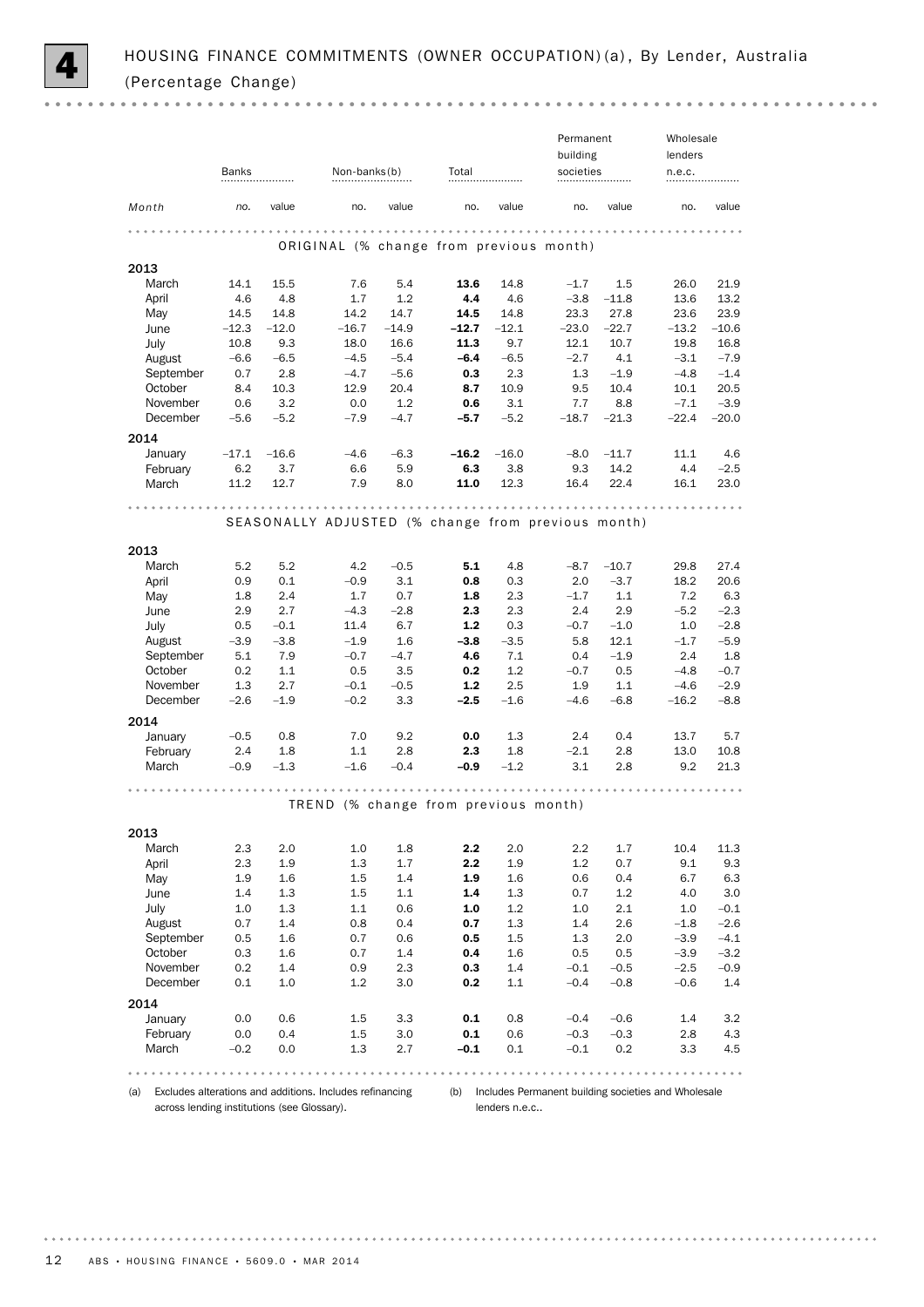# 4 HOUSING FINANCE COMMITMENTS (OWNER OCCUPATION)(a), By Lender, Australia (Percentage Change)

| Month | Banks | | Non-banks(b) | | Total | | Permanent building societies | | Wholesale lenders n.e.c. | |
|---|---|---|---|---|---|---|---|---|---|---|
| | no. | value | no. | value | no. | value | no. | value | no. | value |
| **ORIGINAL (% change from previous month)** | | | | | | | | | | |
| **2013** | | | | | | | | | | |
| March | 14.1 | 15.5 | 7.6 | 5.4 | **13.6** | 14.8 | –1.7 | 1.5 | 26.0 | 21.9 |
| April | 4.6 | 4.8 | 1.7 | 1.2 | **4.4** | 4.6 | –3.8 | –11.8 | 13.6 | 13.2 |
| May | 14.5 | 14.8 | 14.2 | 14.7 | **14.5** | 14.8 | 23.3 | 27.8 | 23.6 | 23.9 |
| June | –12.3 | –12.0 | –16.7 | –14.9 | **–12.7** | –12.1 | –23.0 | –22.7 | –13.2 | –10.6 |
| July | 10.8 | 9.3 | 18.0 | 16.6 | **11.3** | 9.7 | 12.1 | 10.7 | 19.8 | 16.8 |
| August | –6.6 | –6.5 | –4.5 | –5.4 | **–6.4** | –6.5 | –2.7 | 4.1 | –3.1 | –7.9 |
| September | 0.7 | 2.8 | –4.7 | –5.6 | **0.3** | 2.3 | 1.3 | –1.9 | –4.8 | –1.4 |
| October | 8.4 | 10.3 | 12.9 | 20.4 | **8.7** | 10.9 | 9.5 | 10.4 | 10.1 | 20.5 |
| November | 0.6 | 3.2 | 0.0 | 1.2 | **0.6** | 3.1 | 7.7 | 8.8 | –7.1 | –3.9 |
| December | –5.6 | –5.2 | –7.9 | –4.7 | **–5.7** | –5.2 | –18.7 | –21.3 | –22.4 | –20.0 |
| **2014** | | | | | | | | | | |
| January | –17.1 | –16.6 | –4.6 | –6.3 | **–16.2** | –16.0 | –8.0 | –11.7 | 11.1 | 4.6 |
| February | 6.2 | 3.7 | 6.6 | 5.9 | **6.3** | 3.8 | 9.3 | 14.2 | 4.4 | –2.5 |
| March | 11.2 | 12.7 | 7.9 | 8.0 | **11.0** | 12.3 | 16.4 | 22.4 | 16.1 | 23.0 |
| **SEASONALLY ADJUSTED (% change from previous month)** | | | | | | | | | | |
| **2013** | | | | | | | | | | |
| March | 5.2 | 5.2 | 4.2 | –0.5 | **5.1** | 4.8 | –8.7 | –10.7 | 29.8 | 27.4 |
| April | 0.9 | 0.1 | –0.9 | 3.1 | **0.8** | 0.3 | 2.0 | –3.7 | 18.2 | 20.6 |
| May | 1.8 | 2.4 | 1.7 | 0.7 | **1.8** | 2.3 | –1.7 | 1.1 | 7.2 | 6.3 |
| June | 2.9 | 2.7 | –4.3 | –2.8 | **2.3** | 2.3 | 2.4 | 2.9 | –5.2 | –2.3 |
| July | 0.5 | –0.1 | 11.4 | 6.7 | **1.2** | 0.3 | –0.7 | –1.0 | 1.0 | –2.8 |
| August | –3.9 | –3.8 | –1.9 | 1.6 | **–3.8** | –3.5 | 5.8 | 12.1 | –1.7 | –5.9 |
| September | 5.1 | 7.9 | –0.7 | –4.7 | **4.6** | 7.1 | 0.4 | –1.9 | 2.4 | 1.8 |
| October | 0.2 | 1.1 | 0.5 | 3.5 | **0.2** | 1.2 | –0.7 | 0.5 | –4.8 | –0.7 |
| November | 1.3 | 2.7 | –0.1 | –0.5 | **1.2** | 2.5 | 1.9 | 1.1 | –4.6 | –2.9 |
| December | –2.6 | –1.9 | –0.2 | 3.3 | **–2.5** | –1.6 | –4.6 | –6.8 | –16.2 | –8.8 |
| **2014** | | | | | | | | | | |
| January | –0.5 | 0.8 | 7.0 | 9.2 | **0.0** | 1.3 | 2.4 | 0.4 | 13.7 | 5.7 |
| February | 2.4 | 1.8 | 1.1 | 2.8 | **2.3** | 1.8 | –2.1 | 2.8 | 13.0 | 10.8 |
| March | –0.9 | –1.3 | –1.6 | –0.4 | **–0.9** | –1.2 | 3.1 | 2.8 | 9.2 | 21.3 |
| **TREND (% change from previous month)** | | | | | | | | | | |
| **2013** | | | | | | | | | | |
| March | 2.3 | 2.0 | 1.0 | 1.8 | **2.2** | 2.0 | 2.2 | 1.7 | 10.4 | 11.3 |
| April | 2.3 | 1.9 | 1.3 | 1.7 | **2.2** | 1.9 | 1.2 | 0.7 | 9.1 | 9.3 |
| May | 1.9 | 1.6 | 1.5 | 1.4 | **1.9** | 1.6 | 0.6 | 0.4 | 6.7 | 6.3 |
| June | 1.4 | 1.3 | 1.5 | 1.1 | **1.4** | 1.3 | 0.7 | 1.2 | 4.0 | 3.0 |
| July | 1.0 | 1.3 | 1.1 | 0.6 | **1.0** | 1.2 | 1.0 | 2.1 | 1.0 | –0.1 |
| August | 0.7 | 1.4 | 0.8 | 0.4 | **0.7** | 1.3 | 1.4 | 2.6 | –1.8 | –2.6 |
| September | 0.5 | 1.6 | 0.7 | 0.6 | **0.5** | 1.5 | 1.3 | 2.0 | –3.9 | –4.1 |
| October | 0.3 | 1.6 | 0.7 | 1.4 | **0.4** | 1.6 | 0.5 | 0.5 | –3.9 | –3.2 |
| November | 0.2 | 1.4 | 0.9 | 2.3 | **0.3** | 1.4 | –0.1 | –0.5 | –2.5 | –0.9 |
| December | 0.1 | 1.0 | 1.2 | 3.0 | **0.2** | 1.1 | –0.4 | –0.8 | –0.6 | 1.4 |
| **2014** | | | | | | | | | | |
| January | 0.0 | 0.6 | 1.5 | 3.3 | **0.1** | 0.8 | –0.4 | –0.6 | 1.4 | 3.2 |
| February | 0.0 | 0.4 | 1.5 | 3.0 | **0.1** | 0.6 | –0.3 | –0.3 | 2.8 | 4.3 |
| March | –0.2 | 0.0 | 1.3 | 2.7 | **–0.1** | 0.1 | –0.1 | 0.2 | 3.3 | 4.5 |

(a) Excludes alterations and additions. Includes refinancing across lending institutions (see Glossary).

(b) Includes Permanent building societies and Wholesale lenders n.e.c..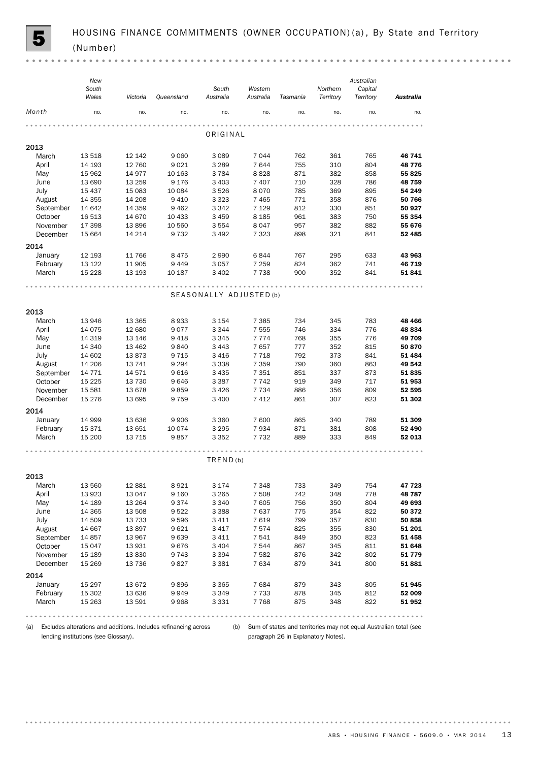# 5 HOUSING FINANCE COMMITMENTS (OWNER OCCUPATION)(a), By State and Territory (Number)

| Month | New South Wales | Victoria | Queensland | South Australia | Western Australia | Tasmania | Northern Territory | Australian Capital Territory | **Australia** |
|---|---|---|---|---|---|---|---|---|---|
| | no. | no. | no. | no. | no. | no. | no. | no. | no. |
| **ORIGINAL** | | | | | | | | | |
| **2013** | | | | | | | | | |
| March | 13 518 | 12 142 | 9 060 | 3 089 | 7 044 | 762 | 361 | 765 | **46 741** |
| April | 14 193 | 12 760 | 9 021 | 3 289 | 7 644 | 755 | 310 | 804 | **48 776** |
| May | 15 962 | 14 977 | 10 163 | 3 784 | 8 828 | 871 | 382 | 858 | **55 825** |
| June | 13 690 | 13 259 | 9 176 | 3 403 | 7 407 | 710 | 328 | 786 | **48 759** |
| July | 15 437 | 15 083 | 10 084 | 3 526 | 8 070 | 785 | 369 | 895 | **54 249** |
| August | 14 355 | 14 208 | 9 410 | 3 323 | 7 465 | 771 | 358 | 876 | **50 766** |
| September | 14 642 | 14 359 | 9 462 | 3 342 | 7 129 | 812 | 330 | 851 | **50 927** |
| October | 16 513 | 14 670 | 10 433 | 3 459 | 8 185 | 961 | 383 | 750 | **55 354** |
| November | 17 398 | 13 896 | 10 560 | 3 554 | 8 047 | 957 | 382 | 882 | **55 676** |
| December | 15 664 | 14 214 | 9 732 | 3 492 | 7 323 | 898 | 321 | 841 | **52 485** |
| **2014** | | | | | | | | | |
| January | 12 193 | 11 766 | 8 475 | 2 990 | 6 844 | 767 | 295 | 633 | **43 963** |
| February | 13 122 | 11 905 | 9 449 | 3 057 | 7 259 | 824 | 362 | 741 | **46 719** |
| March | 15 228 | 13 193 | 10 187 | 3 402 | 7 738 | 900 | 352 | 841 | **51 841** |
| **SEASONALLY ADJUSTED(b)** | | | | | | | | | |
| **2013** | | | | | | | | | |
| March | 13 946 | 13 365 | 8 933 | 3 154 | 7 385 | 734 | 345 | 783 | **48 466** |
| April | 14 075 | 12 680 | 9 077 | 3 344 | 7 555 | 746 | 334 | 776 | **48 834** |
| May | 14 319 | 13 146 | 9 418 | 3 345 | 7 774 | 768 | 355 | 776 | **49 709** |
| June | 14 340 | 13 462 | 9 840 | 3 443 | 7 657 | 777 | 352 | 815 | **50 870** |
| July | 14 602 | 13 873 | 9 715 | 3 416 | 7 718 | 792 | 373 | 841 | **51 484** |
| August | 14 206 | 13 741 | 9 294 | 3 338 | 7 359 | 790 | 360 | 863 | **49 542** |
| September | 14 771 | 14 571 | 9 616 | 3 435 | 7 351 | 851 | 337 | 873 | **51 835** |
| October | 15 225 | 13 730 | 9 646 | 3 387 | 7 742 | 919 | 349 | 717 | **51 953** |
| November | 15 581 | 13 678 | 9 859 | 3 426 | 7 734 | 886 | 356 | 809 | **52 595** |
| December | 15 276 | 13 695 | 9 759 | 3 400 | 7 412 | 861 | 307 | 823 | **51 302** |
| **2014** | | | | | | | | | |
| January | 14 999 | 13 636 | 9 906 | 3 360 | 7 600 | 865 | 340 | 789 | **51 309** |
| February | 15 371 | 13 651 | 10 074 | 3 295 | 7 934 | 871 | 381 | 808 | **52 490** |
| March | 15 200 | 13 715 | 9 857 | 3 352 | 7 732 | 889 | 333 | 849 | **52 013** |
| **TREND(b)** | | | | | | | | | |
| **2013** | | | | | | | | | |
| March | 13 560 | 12 881 | 8 921 | 3 174 | 7 348 | 733 | 349 | 754 | **47 723** |
| April | 13 923 | 13 047 | 9 160 | 3 265 | 7 508 | 742 | 348 | 778 | **48 787** |
| May | 14 189 | 13 264 | 9 374 | 3 340 | 7 605 | 756 | 350 | 804 | **49 693** |
| June | 14 365 | 13 508 | 9 522 | 3 388 | 7 637 | 775 | 354 | 822 | **50 372** |
| July | 14 509 | 13 733 | 9 596 | 3 411 | 7 619 | 799 | 357 | 830 | **50 858** |
| August | 14 667 | 13 897 | 9 621 | 3 417 | 7 574 | 825 | 355 | 830 | **51 201** |
| September | 14 857 | 13 967 | 9 639 | 3 411 | 7 541 | 849 | 350 | 823 | **51 458** |
| October | 15 047 | 13 931 | 9 676 | 3 404 | 7 544 | 867 | 345 | 811 | **51 648** |
| November | 15 189 | 13 830 | 9 743 | 3 394 | 7 582 | 876 | 342 | 802 | **51 779** |
| December | 15 269 | 13 736 | 9 827 | 3 381 | 7 634 | 879 | 341 | 800 | **51 881** |
| **2014** | | | | | | | | | |
| January | 15 297 | 13 672 | 9 896 | 3 365 | 7 684 | 879 | 343 | 805 | **51 945** |
| February | 15 302 | 13 636 | 9 949 | 3 349 | 7 733 | 878 | 345 | 812 | **52 009** |
| March | 15 263 | 13 591 | 9 968 | 3 331 | 7 768 | 875 | 348 | 822 | **51 952** |

(a) Excludes alterations and additions. Includes refinancing across lending institutions (see Glossary).

(b) Sum of states and territories may not equal Australian total (see paragraph 26 in Explanatory Notes).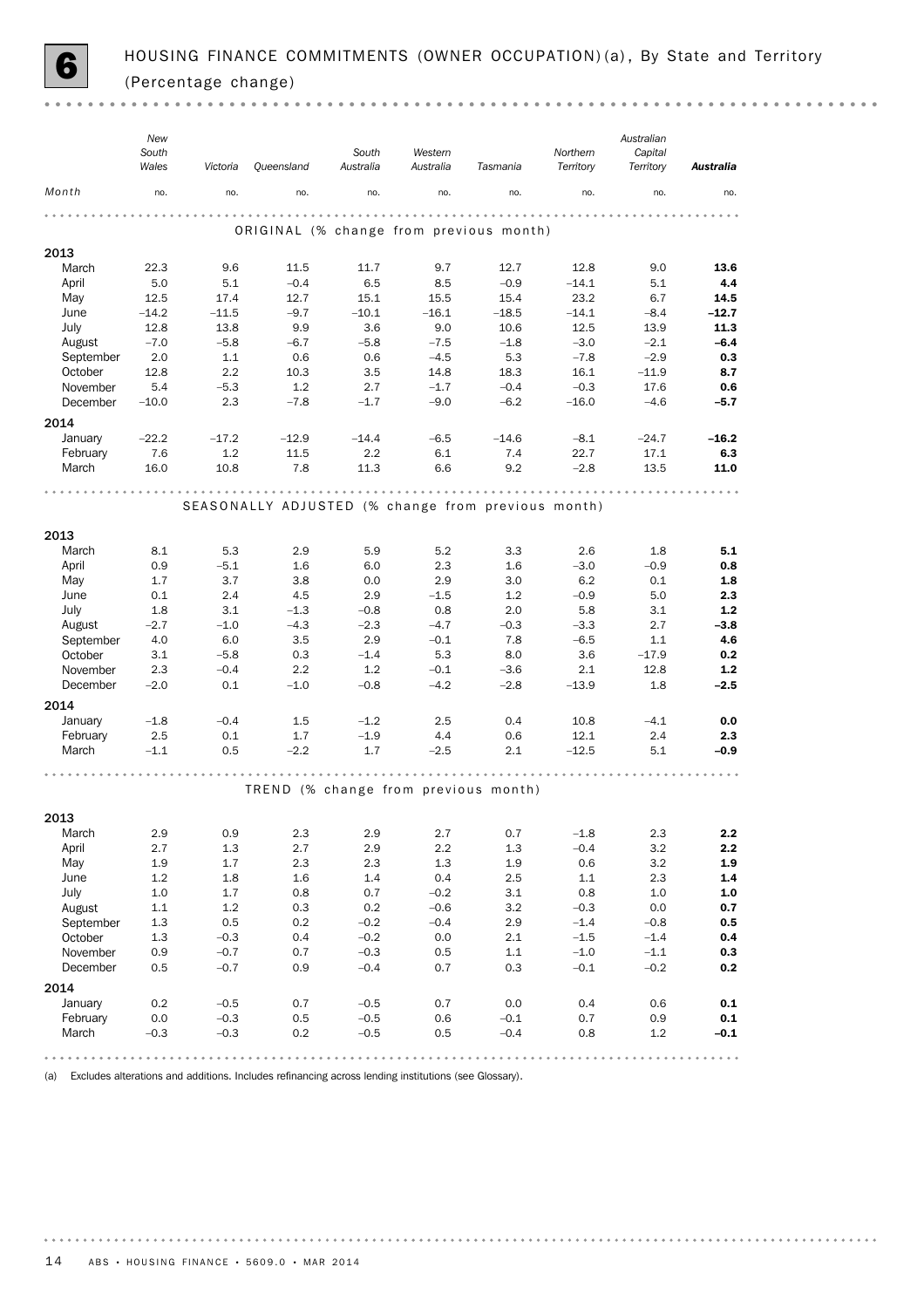# 6 HOUSING FINANCE COMMITMENTS (OWNER OCCUPATION)(a), By State and Territory (Percentage change)

| Month | New South Wales | Victoria | Queensland | South Australia | Western Australia | Tasmania | Northern Territory | Australian Capital Territory | **Australia** |
|---|---|---|---|---|---|---|---|---|---|
| | no. | no. | no. | no. | no. | no. | no. | no. | no. |
| **ORIGINAL (% change from previous month)** | | | | | | | | | |
| **2013** | | | | | | | | | |
| March | 22.3 | 9.6 | 11.5 | 11.7 | 9.7 | 12.7 | 12.8 | 9.0 | **13.6** |
| April | 5.0 | 5.1 | –0.4 | 6.5 | 8.5 | –0.9 | –14.1 | 5.1 | **4.4** |
| May | 12.5 | 17.4 | 12.7 | 15.1 | 15.5 | 15.4 | 23.2 | 6.7 | **14.5** |
| June | –14.2 | –11.5 | –9.7 | –10.1 | –16.1 | –18.5 | –14.1 | –8.4 | **–12.7** |
| July | 12.8 | 13.8 | 9.9 | 3.6 | 9.0 | 10.6 | 12.5 | 13.9 | **11.3** |
| August | –7.0 | –5.8 | –6.7 | –5.8 | –7.5 | –1.8 | –3.0 | –2.1 | **–6.4** |
| September | 2.0 | 1.1 | 0.6 | 0.6 | –4.5 | 5.3 | –7.8 | –2.9 | **0.3** |
| October | 12.8 | 2.2 | 10.3 | 3.5 | 14.8 | 18.3 | 16.1 | –11.9 | **8.7** |
| November | 5.4 | –5.3 | 1.2 | 2.7 | –1.7 | –0.4 | –0.3 | 17.6 | **0.6** |
| December | –10.0 | 2.3 | –7.8 | –1.7 | –9.0 | –6.2 | –16.0 | –4.6 | **–5.7** |
| **2014** | | | | | | | | | |
| January | –22.2 | –17.2 | –12.9 | –14.4 | –6.5 | –14.6 | –8.1 | –24.7 | **–16.2** |
| February | 7.6 | 1.2 | 11.5 | 2.2 | 6.1 | 7.4 | 22.7 | 17.1 | **6.3** |
| March | 16.0 | 10.8 | 7.8 | 11.3 | 6.6 | 9.2 | –2.8 | 13.5 | **11.0** |
| **SEASONALLY ADJUSTED (% change from previous month)** | | | | | | | | | |
| **2013** | | | | | | | | | |
| March | 8.1 | 5.3 | 2.9 | 5.9 | 5.2 | 3.3 | 2.6 | 1.8 | **5.1** |
| April | 0.9 | –5.1 | 1.6 | 6.0 | 2.3 | 1.6 | –3.0 | –0.9 | **0.8** |
| May | 1.7 | 3.7 | 3.8 | 0.0 | 2.9 | 3.0 | 6.2 | 0.1 | **1.8** |
| June | 0.1 | 2.4 | 4.5 | 2.9 | –1.5 | 1.2 | –0.9 | 5.0 | **2.3** |
| July | 1.8 | 3.1 | –1.3 | –0.8 | 0.8 | 2.0 | 5.8 | 3.1 | **1.2** |
| August | –2.7 | –1.0 | –4.3 | –2.3 | –4.7 | –0.3 | –3.3 | 2.7 | **–3.8** |
| September | 4.0 | 6.0 | 3.5 | 2.9 | –0.1 | 7.8 | –6.5 | 1.1 | **4.6** |
| October | 3.1 | –5.8 | 0.3 | –1.4 | 5.3 | 8.0 | 3.6 | –17.9 | **0.2** |
| November | 2.3 | –0.4 | 2.2 | 1.2 | –0.1 | –3.6 | 2.1 | 12.8 | **1.2** |
| December | –2.0 | 0.1 | –1.0 | –0.8 | –4.2 | –2.8 | –13.9 | 1.8 | **–2.5** |
| **2014** | | | | | | | | | |
| January | –1.8 | –0.4 | 1.5 | –1.2 | 2.5 | 0.4 | 10.8 | –4.1 | **0.0** |
| February | 2.5 | 0.1 | 1.7 | –1.9 | 4.4 | 0.6 | 12.1 | 2.4 | **2.3** |
| March | –1.1 | 0.5 | –2.2 | 1.7 | –2.5 | 2.1 | –12.5 | 5.1 | **–0.9** |
| **TREND (% change from previous month)** | | | | | | | | | |
| **2013** | | | | | | | | | |
| March | 2.9 | 0.9 | 2.3 | 2.9 | 2.7 | 0.7 | –1.8 | 2.3 | **2.2** |
| April | 2.7 | 1.3 | 2.7 | 2.9 | 2.2 | 1.3 | –0.4 | 3.2 | **2.2** |
| May | 1.9 | 1.7 | 2.3 | 2.3 | 1.3 | 1.9 | 0.6 | 3.2 | **1.9** |
| June | 1.2 | 1.8 | 1.6 | 1.4 | 0.4 | 2.5 | 1.1 | 2.3 | **1.4** |
| July | 1.0 | 1.7 | 0.8 | 0.7 | –0.2 | 3.1 | 0.8 | 1.0 | **1.0** |
| August | 1.1 | 1.2 | 0.3 | 0.2 | –0.6 | 3.2 | –0.3 | 0.0 | **0.7** |
| September | 1.3 | 0.5 | 0.2 | –0.2 | –0.4 | 2.9 | –1.4 | –0.8 | **0.5** |
| October | 1.3 | –0.3 | 0.4 | –0.2 | 0.0 | 2.1 | –1.5 | –1.4 | **0.4** |
| November | 0.9 | –0.7 | 0.7 | –0.3 | 0.5 | 1.1 | –1.0 | –1.1 | **0.3** |
| December | 0.5 | –0.7 | 0.9 | –0.4 | 0.7 | 0.3 | –0.1 | –0.2 | **0.2** |
| **2014** | | | | | | | | | |
| January | 0.2 | –0.5 | 0.7 | –0.5 | 0.7 | 0.0 | 0.4 | 0.6 | **0.1** |
| February | 0.0 | –0.3 | 0.5 | –0.5 | 0.6 | –0.1 | 0.7 | 0.9 | **0.1** |
| March | –0.3 | –0.3 | 0.2 | –0.5 | 0.5 | –0.4 | 0.8 | 1.2 | **–0.1** |

(a) Excludes alterations and additions. Includes refinancing across lending institutions (see Glossary).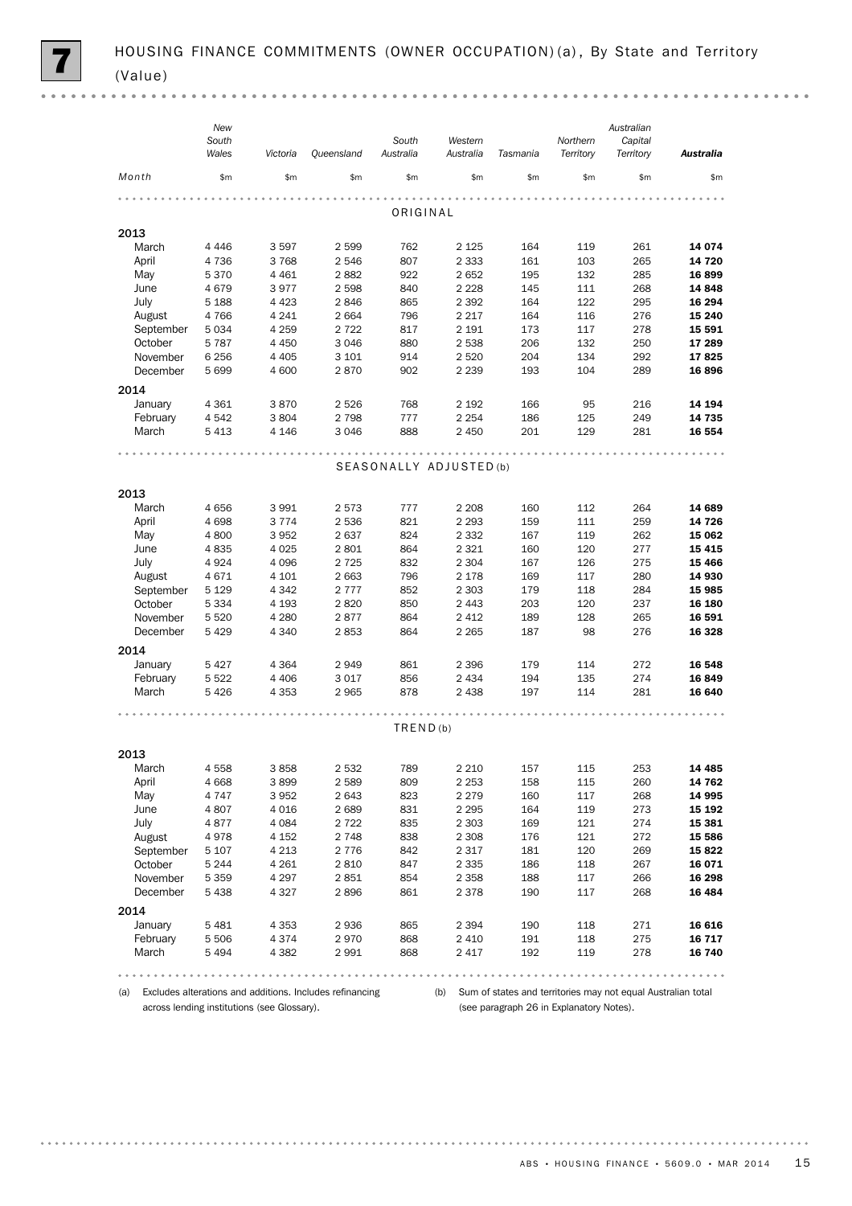# 7 HOUSING FINANCE COMMITMENTS (OWNER OCCUPATION)(a), By State and Territory (Value)

| Month | New South Wales | Victoria | Queensland | South Australia | Western Australia | Tasmania | Northern Territory | Australian Capital Territory | **Australia** |
|---|---|---|---|---|---|---|---|---|---|
| | $m | $m | $m | $m | $m | $m | $m | $m | $m |
| **ORIGINAL** | | | | | | | | | |
| **2013** | | | | | | | | | |
| March | 4 446 | 3 597 | 2 599 | 762 | 2 125 | 164 | 119 | 261 | **14 074** |
| April | 4 736 | 3 768 | 2 546 | 807 | 2 333 | 161 | 103 | 265 | **14 720** |
| May | 5 370 | 4 461 | 2 882 | 922 | 2 652 | 195 | 132 | 285 | **16 899** |
| June | 4 679 | 3 977 | 2 598 | 840 | 2 228 | 145 | 111 | 268 | **14 848** |
| July | 5 188 | 4 423 | 2 846 | 865 | 2 392 | 164 | 122 | 295 | **16 294** |
| August | 4 766 | 4 241 | 2 664 | 796 | 2 217 | 164 | 116 | 276 | **15 240** |
| September | 5 034 | 4 259 | 2 722 | 817 | 2 191 | 173 | 117 | 278 | **15 591** |
| October | 5 787 | 4 450 | 3 046 | 880 | 2 538 | 206 | 132 | 250 | **17 289** |
| November | 6 256 | 4 405 | 3 101 | 914 | 2 520 | 204 | 134 | 292 | **17 825** |
| December | 5 699 | 4 600 | 2 870 | 902 | 2 239 | 193 | 104 | 289 | **16 896** |
| **2014** | | | | | | | | | |
| January | 4 361 | 3 870 | 2 526 | 768 | 2 192 | 166 | 95 | 216 | **14 194** |
| February | 4 542 | 3 804 | 2 798 | 777 | 2 254 | 186 | 125 | 249 | **14 735** |
| March | 5 413 | 4 146 | 3 046 | 888 | 2 450 | 201 | 129 | 281 | **16 554** |
| **SEASONALLY ADJUSTED(b)** | | | | | | | | | |
| **2013** | | | | | | | | | |
| March | 4 656 | 3 991 | 2 573 | 777 | 2 208 | 160 | 112 | 264 | **14 689** |
| April | 4 698 | 3 774 | 2 536 | 821 | 2 293 | 159 | 111 | 259 | **14 726** |
| May | 4 800 | 3 952 | 2 637 | 824 | 2 332 | 167 | 119 | 262 | **15 062** |
| June | 4 835 | 4 025 | 2 801 | 864 | 2 321 | 160 | 120 | 277 | **15 415** |
| July | 4 924 | 4 096 | 2 725 | 832 | 2 304 | 167 | 126 | 275 | **15 466** |
| August | 4 671 | 4 101 | 2 663 | 796 | 2 178 | 169 | 117 | 280 | **14 930** |
| September | 5 129 | 4 342 | 2 777 | 852 | 2 303 | 179 | 118 | 284 | **15 985** |
| October | 5 334 | 4 193 | 2 820 | 850 | 2 443 | 203 | 120 | 237 | **16 180** |
| November | 5 520 | 4 280 | 2 877 | 864 | 2 412 | 189 | 128 | 265 | **16 591** |
| December | 5 429 | 4 340 | 2 853 | 864 | 2 265 | 187 | 98 | 276 | **16 328** |
| **2014** | | | | | | | | | |
| January | 5 427 | 4 364 | 2 949 | 861 | 2 396 | 179 | 114 | 272 | **16 548** |
| February | 5 522 | 4 406 | 3 017 | 856 | 2 434 | 194 | 135 | 274 | **16 849** |
| March | 5 426 | 4 353 | 2 965 | 878 | 2 438 | 197 | 114 | 281 | **16 640** |
| **TREND(b)** | | | | | | | | | |
| **2013** | | | | | | | | | |
| March | 4 558 | 3 858 | 2 532 | 789 | 2 210 | 157 | 115 | 253 | **14 485** |
| April | 4 668 | 3 899 | 2 589 | 809 | 2 253 | 158 | 115 | 260 | **14 762** |
| May | 4 747 | 3 952 | 2 643 | 823 | 2 279 | 160 | 117 | 268 | **14 995** |
| June | 4 807 | 4 016 | 2 689 | 831 | 2 295 | 164 | 119 | 273 | **15 192** |
| July | 4 877 | 4 084 | 2 722 | 835 | 2 303 | 169 | 121 | 274 | **15 381** |
| August | 4 978 | 4 152 | 2 748 | 838 | 2 308 | 176 | 121 | 272 | **15 586** |
| September | 5 107 | 4 213 | 2 776 | 842 | 2 317 | 181 | 120 | 269 | **15 822** |
| October | 5 244 | 4 261 | 2 810 | 847 | 2 335 | 186 | 118 | 267 | **16 071** |
| November | 5 359 | 4 297 | 2 851 | 854 | 2 358 | 188 | 117 | 266 | **16 298** |
| December | 5 438 | 4 327 | 2 896 | 861 | 2 378 | 190 | 117 | 268 | **16 484** |
| **2014** | | | | | | | | | |
| January | 5 481 | 4 353 | 2 936 | 865 | 2 394 | 190 | 118 | 271 | **16 616** |
| February | 5 506 | 4 374 | 2 970 | 868 | 2 410 | 191 | 118 | 275 | **16 717** |
| March | 5 494 | 4 382 | 2 991 | 868 | 2 417 | 192 | 119 | 278 | **16 740** |

(a) Excludes alterations and additions. Includes refinancing across lending institutions (see Glossary).

(b) Sum of states and territories may not equal Australian total (see paragraph 26 in Explanatory Notes).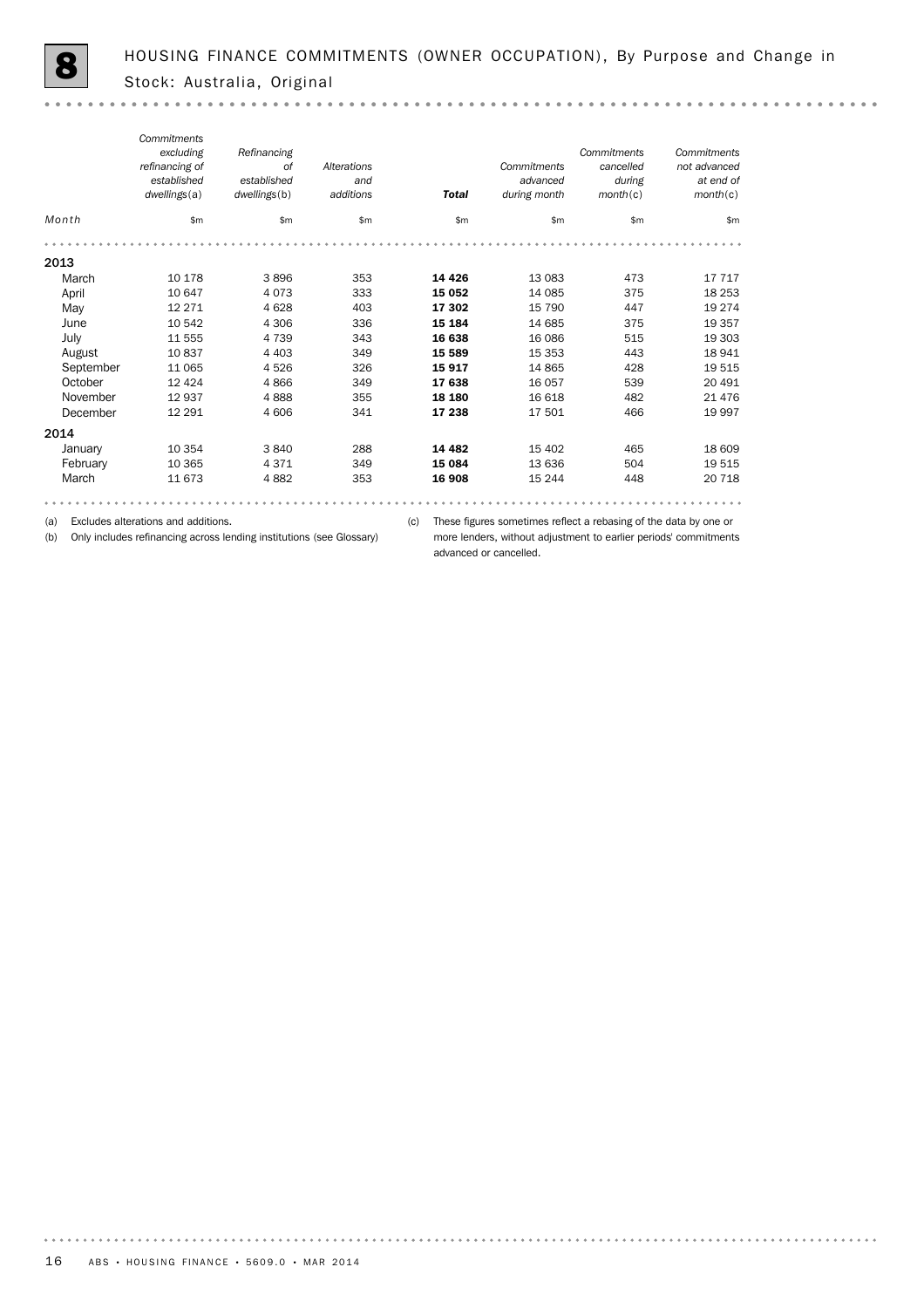# 8 HOUSING FINANCE COMMITMENTS (OWNER OCCUPATION), By Purpose and Change in Stock: Australia, Original

| Month | *Commitments excluding refinancing of established dwellings*(a) | *Refinancing of established dwellings*(b) | *Alterations and additions* | ***Total*** | *Commitments advanced during month* | *Commitments cancelled during month*(c) | *Commitments not advanced at end of month*(c) |
|---|---|---|---|---|---|---|---|
| | $m | $m | $m | $m | $m | $m | $m |
| **2013** | | | | | | | |
| March | 10 178 | 3 896 | 353 | **14 426** | 13 083 | 473 | 17 717 |
| April | 10 647 | 4 073 | 333 | **15 052** | 14 085 | 375 | 18 253 |
| May | 12 271 | 4 628 | 403 | **17 302** | 15 790 | 447 | 19 274 |
| June | 10 542 | 4 306 | 336 | **15 184** | 14 685 | 375 | 19 357 |
| July | 11 555 | 4 739 | 343 | **16 638** | 16 086 | 515 | 19 303 |
| August | 10 837 | 4 403 | 349 | **15 589** | 15 353 | 443 | 18 941 |
| September | 11 065 | 4 526 | 326 | **15 917** | 14 865 | 428 | 19 515 |
| October | 12 424 | 4 866 | 349 | **17 638** | 16 057 | 539 | 20 491 |
| November | 12 937 | 4 888 | 355 | **18 180** | 16 618 | 482 | 21 476 |
| December | 12 291 | 4 606 | 341 | **17 238** | 17 501 | 466 | 19 997 |
| **2014** | | | | | | | |
| January | 10 354 | 3 840 | 288 | **14 482** | 15 402 | 465 | 18 609 |
| February | 10 365 | 4 371 | 349 | **15 084** | 13 636 | 504 | 19 515 |
| March | 11 673 | 4 882 | 353 | **16 908** | 15 244 | 448 | 20 718 |

(a) Excludes alterations and additions.

(b) Only includes refinancing across lending institutions (see Glossary)

(c) These figures sometimes reflect a rebasing of the data by one or more lenders, without adjustment to earlier periods' commitments advanced or cancelled.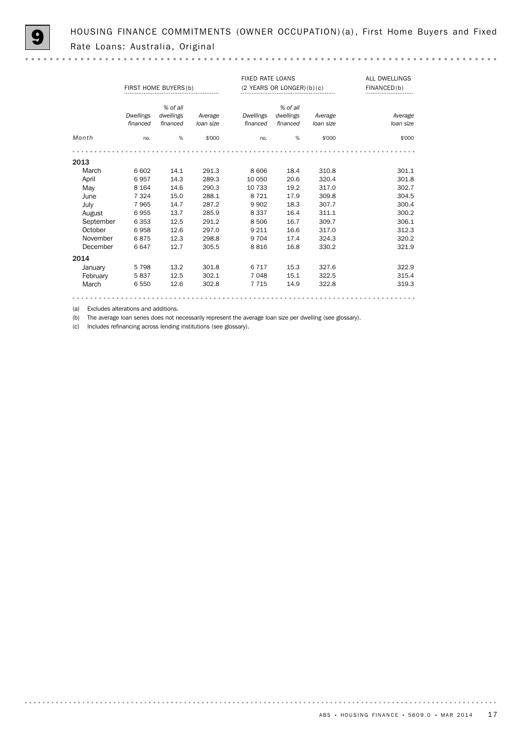# 9 HOUSING FINANCE COMMITMENTS (OWNER OCCUPATION)(a), First Home Buyers and Fixed Rate Loans: Australia, Original

| | FIRST HOME BUYERS(b) | | | FIXED RATE LOANS (2 YEARS OR LONGER)(b)(c) | | | ALL DWELLINGS FINANCED(b) |
|---|---|---|---|---|---|---|---|
| | *Dwellings financed* | *% of all dwellings financed* | *Average loan size* | *Dwellings financed* | *% of all dwellings financed* | *Average loan size* | *Average loan size* |
| *Month* | no. | % | $'000 | no. | % | $'000 | $'000 |
| **2013** | | | | | | | |
| March | 6 602 | 14.1 | 291.3 | 8 606 | 18.4 | 310.8 | 301.1 |
| April | 6 957 | 14.3 | 289.3 | 10 050 | 20.6 | 320.4 | 301.8 |
| May | 8 164 | 14.6 | 290.3 | 10 733 | 19.2 | 317.0 | 302.7 |
| June | 7 324 | 15.0 | 288.1 | 8 721 | 17.9 | 309.8 | 304.5 |
| July | 7 965 | 14.7 | 287.2 | 9 902 | 18.3 | 307.7 | 300.4 |
| August | 6 955 | 13.7 | 285.9 | 8 337 | 16.4 | 311.1 | 300.2 |
| September | 6 353 | 12.5 | 291.2 | 8 506 | 16.7 | 309.7 | 306.1 |
| October | 6 958 | 12.6 | 297.0 | 9 211 | 16.6 | 317.0 | 312.3 |
| November | 6 875 | 12.3 | 298.8 | 9 704 | 17.4 | 324.3 | 320.2 |
| December | 6 647 | 12.7 | 305.5 | 8 816 | 16.8 | 330.2 | 321.9 |
| **2014** | | | | | | | |
| January | 5 798 | 13.2 | 301.8 | 6 717 | 15.3 | 327.6 | 322.9 |
| February | 5 837 | 12.5 | 302.1 | 7 048 | 15.1 | 322.5 | 315.4 |
| March | 6 550 | 12.6 | 302.8 | 7 715 | 14.9 | 322.8 | 319.3 |

(a) Excludes alterations and additions.

(b) The average loan series does not necessarily represent the average loan size per dwelling (see glossary).

(c) Includes refinancing across lending institutions (see glossary).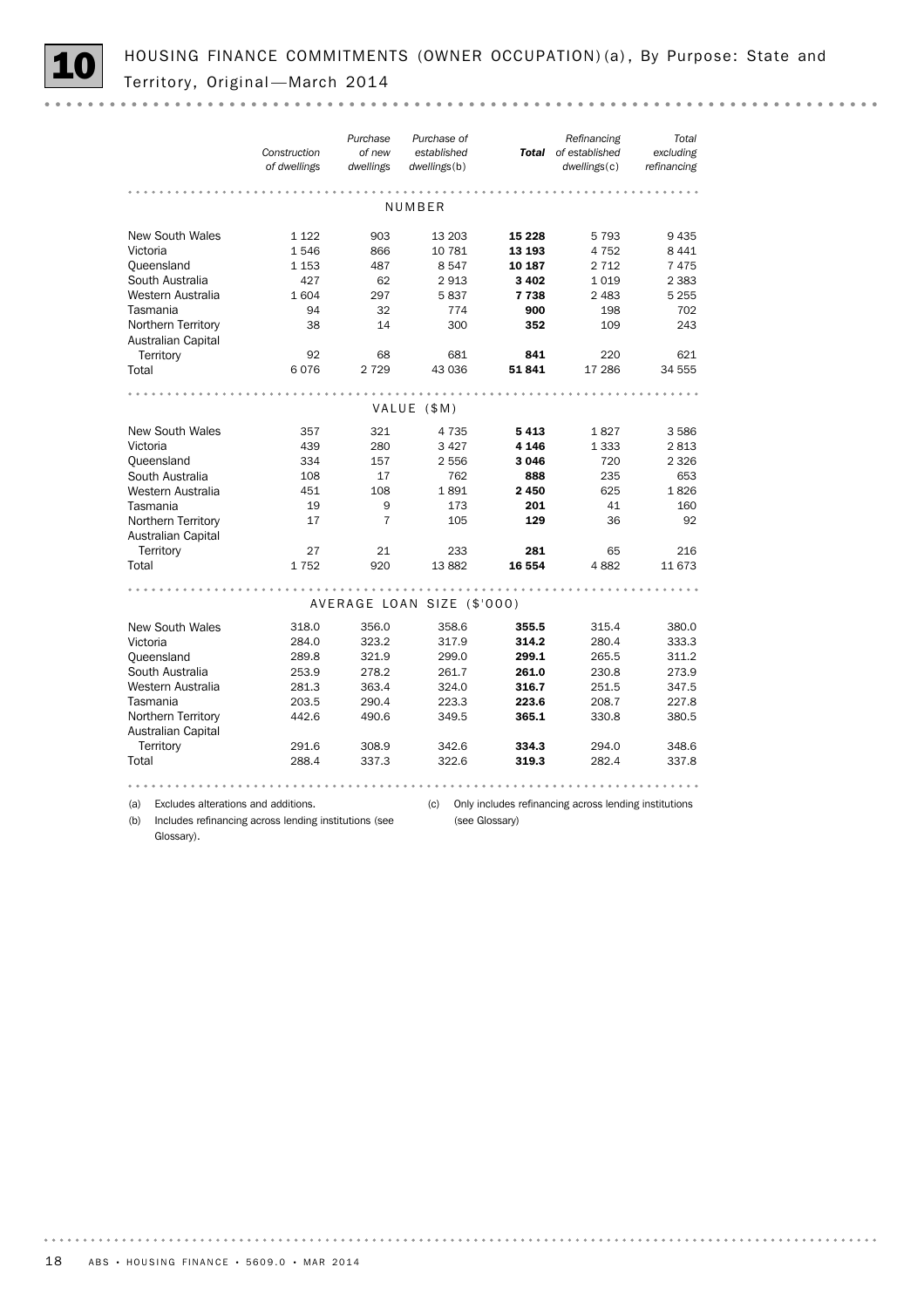# 10 HOUSING FINANCE COMMITMENTS (OWNER OCCUPATION)(a), By Purpose: State and Territory, Original—March 2014

| | *Construction of dwellings* | *Purchase of new dwellings* | *Purchase of established dwellings*(b) | ***Total*** | *Refinancing of established dwellings*(c) | *Total excluding refinancing* |
|---|---|---|---|---|---|---|
| **NUMBER** | | | | | | |
| New South Wales | 1 122 | 903 | 13 203 | **15 228** | 5 793 | 9 435 |
| Victoria | 1 546 | 866 | 10 781 | **13 193** | 4 752 | 8 441 |
| Queensland | 1 153 | 487 | 8 547 | **10 187** | 2 712 | 7 475 |
| South Australia | 427 | 62 | 2 913 | **3 402** | 1 019 | 2 383 |
| Western Australia | 1 604 | 297 | 5 837 | **7 738** | 2 483 | 5 255 |
| Tasmania | 94 | 32 | 774 | **900** | 198 | 702 |
| Northern Territory | 38 | 14 | 300 | **352** | 109 | 243 |
| Australian Capital Territory | 92 | 68 | 681 | **841** | 220 | 621 |
| Total | 6 076 | 2 729 | 43 036 | **51 841** | 17 286 | 34 555 |
| **VALUE ($M)** | | | | | | |
| New South Wales | 357 | 321 | 4 735 | **5 413** | 1 827 | 3 586 |
| Victoria | 439 | 280 | 3 427 | **4 146** | 1 333 | 2 813 |
| Queensland | 334 | 157 | 2 556 | **3 046** | 720 | 2 326 |
| South Australia | 108 | 17 | 762 | **888** | 235 | 653 |
| Western Australia | 451 | 108 | 1 891 | **2 450** | 625 | 1 826 |
| Tasmania | 19 | 9 | 173 | **201** | 41 | 160 |
| Northern Territory | 17 | 7 | 105 | **129** | 36 | 92 |
| Australian Capital Territory | 27 | 21 | 233 | **281** | 65 | 216 |
| Total | 1 752 | 920 | 13 882 | **16 554** | 4 882 | 11 673 |
| **AVERAGE LOAN SIZE ($'000)** | | | | | | |
| New South Wales | 318.0 | 356.0 | 358.6 | **355.5** | 315.4 | 380.0 |
| Victoria | 284.0 | 323.2 | 317.9 | **314.2** | 280.4 | 333.3 |
| Queensland | 289.8 | 321.9 | 299.0 | **299.1** | 265.5 | 311.2 |
| South Australia | 253.9 | 278.2 | 261.7 | **261.0** | 230.8 | 273.9 |
| Western Australia | 281.3 | 363.4 | 324.0 | **316.7** | 251.5 | 347.5 |
| Tasmania | 203.5 | 290.4 | 223.3 | **223.6** | 208.7 | 227.8 |
| Northern Territory | 442.6 | 490.6 | 349.5 | **365.1** | 330.8 | 380.5 |
| Australian Capital Territory | 291.6 | 308.9 | 342.6 | **334.3** | 294.0 | 348.6 |
| Total | 288.4 | 337.3 | 322.6 | **319.3** | 282.4 | 337.8 |

(a) Excludes alterations and additions.

(b) Includes refinancing across lending institutions (see Glossary).

(c) Only includes refinancing across lending institutions (see Glossary)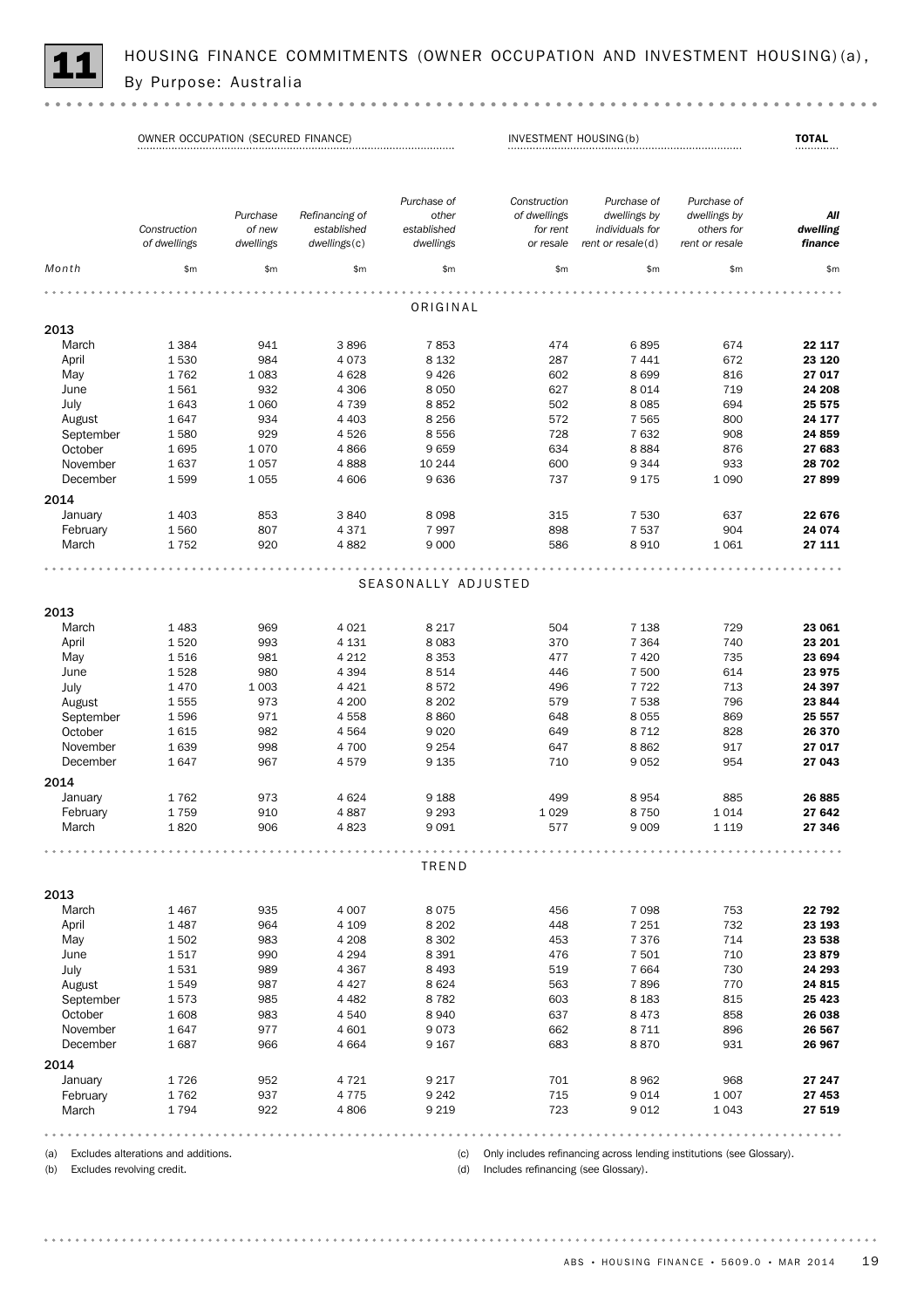# 11 HOUSING FINANCE COMMITMENTS (OWNER OCCUPATION AND INVESTMENT HOUSING)(a), By Purpose: Australia

| | OWNER OCCUPATION (SECURED FINANCE) | | | | INVESTMENT HOUSING(b) | | | TOTAL |
|---|---|---|---|---|---|---|---|---|
| Month | *Construction of dwellings* | *Purchase of new dwellings* | *Refinancing of established dwellings(c)* | *Purchase of other established dwellings* | *Construction of dwellings for rent or resale* | *Purchase of dwellings by individuals for rent or resale(d)* | *Purchase of dwellings by others for rent or resale* | ***All dwelling finance*** |
| | $m | $m | $m | $m | $m | $m | $m | $m |
| **ORIGINAL** | | | | | | | | |
| **2013** | | | | | | | | |
| March | 1 384 | 941 | 3 896 | 7 853 | 474 | 6 895 | 674 | **22 117** |
| April | 1 530 | 984 | 4 073 | 8 132 | 287 | 7 441 | 672 | **23 120** |
| May | 1 762 | 1 083 | 4 628 | 9 426 | 602 | 8 699 | 816 | **27 017** |
| June | 1 561 | 932 | 4 306 | 8 050 | 627 | 8 014 | 719 | **24 208** |
| July | 1 643 | 1 060 | 4 739 | 8 852 | 502 | 8 085 | 694 | **25 575** |
| August | 1 647 | 934 | 4 403 | 8 256 | 572 | 7 565 | 800 | **24 177** |
| September | 1 580 | 929 | 4 526 | 8 556 | 728 | 7 632 | 908 | **24 859** |
| October | 1 695 | 1 070 | 4 866 | 9 659 | 634 | 8 884 | 876 | **27 683** |
| November | 1 637 | 1 057 | 4 888 | 10 244 | 600 | 9 344 | 933 | **28 702** |
| December | 1 599 | 1 055 | 4 606 | 9 636 | 737 | 9 175 | 1 090 | **27 899** |
| **2014** | | | | | | | | |
| January | 1 403 | 853 | 3 840 | 8 098 | 315 | 7 530 | 637 | **22 676** |
| February | 1 560 | 807 | 4 371 | 7 997 | 898 | 7 537 | 904 | **24 074** |
| March | 1 752 | 920 | 4 882 | 9 000 | 586 | 8 910 | 1 061 | **27 111** |
| **SEASONALLY ADJUSTED** | | | | | | | | |
| **2013** | | | | | | | | |
| March | 1 483 | 969 | 4 021 | 8 217 | 504 | 7 138 | 729 | **23 061** |
| April | 1 520 | 993 | 4 131 | 8 083 | 370 | 7 364 | 740 | **23 201** |
| May | 1 516 | 981 | 4 212 | 8 353 | 477 | 7 420 | 735 | **23 694** |
| June | 1 528 | 980 | 4 394 | 8 514 | 446 | 7 500 | 614 | **23 975** |
| July | 1 470 | 1 003 | 4 421 | 8 572 | 496 | 7 722 | 713 | **24 397** |
| August | 1 555 | 973 | 4 200 | 8 202 | 579 | 7 538 | 796 | **23 844** |
| September | 1 596 | 971 | 4 558 | 8 860 | 648 | 8 055 | 869 | **25 557** |
| October | 1 615 | 982 | 4 564 | 9 020 | 649 | 8 712 | 828 | **26 370** |
| November | 1 639 | 998 | 4 700 | 9 254 | 647 | 8 862 | 917 | **27 017** |
| December | 1 647 | 967 | 4 579 | 9 135 | 710 | 9 052 | 954 | **27 043** |
| **2014** | | | | | | | | |
| January | 1 762 | 973 | 4 624 | 9 188 | 499 | 8 954 | 885 | **26 885** |
| February | 1 759 | 910 | 4 887 | 9 293 | 1 029 | 8 750 | 1 014 | **27 642** |
| March | 1 820 | 906 | 4 823 | 9 091 | 577 | 9 009 | 1 119 | **27 346** |
| **TREND** | | | | | | | | |
| **2013** | | | | | | | | |
| March | 1 467 | 935 | 4 007 | 8 075 | 456 | 7 098 | 753 | **22 792** |
| April | 1 487 | 964 | 4 109 | 8 202 | 448 | 7 251 | 732 | **23 193** |
| May | 1 502 | 983 | 4 208 | 8 302 | 453 | 7 376 | 714 | **23 538** |
| June | 1 517 | 990 | 4 294 | 8 391 | 476 | 7 501 | 710 | **23 879** |
| July | 1 531 | 989 | 4 367 | 8 493 | 519 | 7 664 | 730 | **24 293** |
| August | 1 549 | 987 | 4 427 | 8 624 | 563 | 7 896 | 770 | **24 815** |
| September | 1 573 | 985 | 4 482 | 8 782 | 603 | 8 183 | 815 | **25 423** |
| October | 1 608 | 983 | 4 540 | 8 940 | 637 | 8 473 | 858 | **26 038** |
| November | 1 647 | 977 | 4 601 | 9 073 | 662 | 8 711 | 896 | **26 567** |
| December | 1 687 | 966 | 4 664 | 9 167 | 683 | 8 870 | 931 | **26 967** |
| **2014** | | | | | | | | |
| January | 1 726 | 952 | 4 721 | 9 217 | 701 | 8 962 | 968 | **27 247** |
| February | 1 762 | 937 | 4 775 | 9 242 | 715 | 9 014 | 1 007 | **27 453** |
| March | 1 794 | 922 | 4 806 | 9 219 | 723 | 9 012 | 1 043 | **27 519** |

(a) Excludes alterations and additions.
(b) Excludes revolving credit.
(c) Only includes refinancing across lending institutions (see Glossary).
(d) Includes refinancing (see Glossary).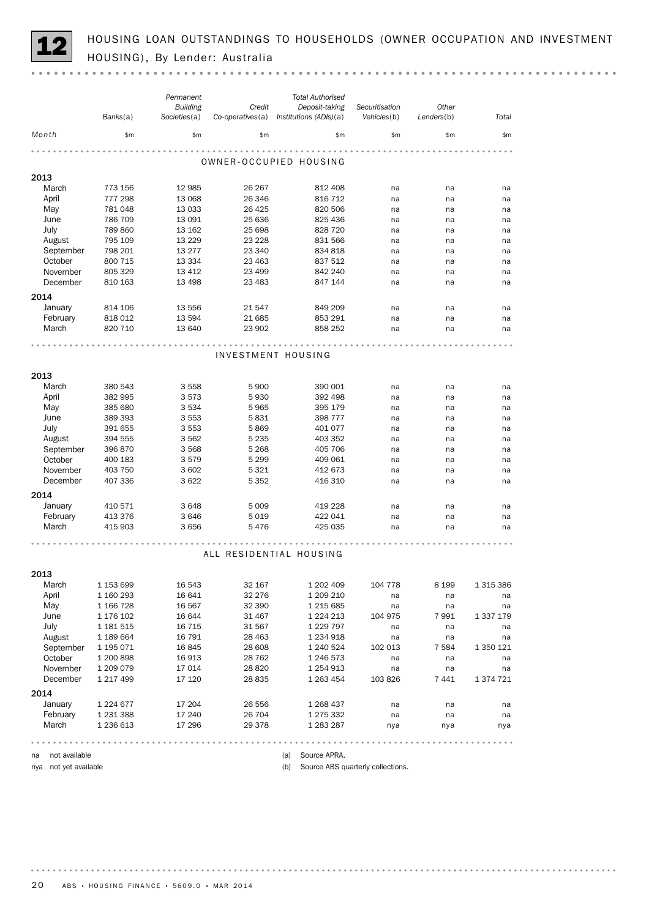# 12 HOUSING LOAN OUTSTANDINGS TO HOUSEHOLDS (OWNER OCCUPATION AND INVESTMENT HOUSING), By Lender: Australia

| Month | Banks(a) | Permanent Building Societies(a) | Credit Co-operatives(a) | Total Authorised Deposit-taking Institutions (ADIs)(a) | Securitisation Vehicles(b) | Other Lenders(b) | Total |
|---|---|---|---|---|---|---|---|
| | $m | $m | $m | $m | $m | $m | $m |
| **OWNER-OCCUPIED HOUSING** | | | | | | | |
| **2013** | | | | | | | |
| March | 773 156 | 12 985 | 26 267 | 812 408 | na | na | na |
| April | 777 298 | 13 068 | 26 346 | 816 712 | na | na | na |
| May | 781 048 | 13 033 | 26 425 | 820 506 | na | na | na |
| June | 786 709 | 13 091 | 25 636 | 825 436 | na | na | na |
| July | 789 860 | 13 162 | 25 698 | 828 720 | na | na | na |
| August | 795 109 | 13 229 | 23 228 | 831 566 | na | na | na |
| September | 798 201 | 13 277 | 23 340 | 834 818 | na | na | na |
| October | 800 715 | 13 334 | 23 463 | 837 512 | na | na | na |
| November | 805 329 | 13 412 | 23 499 | 842 240 | na | na | na |
| December | 810 163 | 13 498 | 23 483 | 847 144 | na | na | na |
| **2014** | | | | | | | |
| January | 814 106 | 13 556 | 21 547 | 849 209 | na | na | na |
| February | 818 012 | 13 594 | 21 685 | 853 291 | na | na | na |
| March | 820 710 | 13 640 | 23 902 | 858 252 | na | na | na |
| **INVESTMENT HOUSING** | | | | | | | |
| **2013** | | | | | | | |
| March | 380 543 | 3 558 | 5 900 | 390 001 | na | na | na |
| April | 382 995 | 3 573 | 5 930 | 392 498 | na | na | na |
| May | 385 680 | 3 534 | 5 965 | 395 179 | na | na | na |
| June | 389 393 | 3 553 | 5 831 | 398 777 | na | na | na |
| July | 391 655 | 3 553 | 5 869 | 401 077 | na | na | na |
| August | 394 555 | 3 562 | 5 235 | 403 352 | na | na | na |
| September | 396 870 | 3 568 | 5 268 | 405 706 | na | na | na |
| October | 400 183 | 3 579 | 5 299 | 409 061 | na | na | na |
| November | 403 750 | 3 602 | 5 321 | 412 673 | na | na | na |
| December | 407 336 | 3 622 | 5 352 | 416 310 | na | na | na |
| **2014** | | | | | | | |
| January | 410 571 | 3 648 | 5 009 | 419 228 | na | na | na |
| February | 413 376 | 3 646 | 5 019 | 422 041 | na | na | na |
| March | 415 903 | 3 656 | 5 476 | 425 035 | na | na | na |
| **ALL RESIDENTIAL HOUSING** | | | | | | | |
| **2013** | | | | | | | |
| March | 1 153 699 | 16 543 | 32 167 | 1 202 409 | 104 778 | 8 199 | 1 315 386 |
| April | 1 160 293 | 16 641 | 32 276 | 1 209 210 | na | na | na |
| May | 1 166 728 | 16 567 | 32 390 | 1 215 685 | na | na | na |
| June | 1 176 102 | 16 644 | 31 467 | 1 224 213 | 104 975 | 7 991 | 1 337 179 |
| July | 1 181 515 | 16 715 | 31 567 | 1 229 797 | na | na | na |
| August | 1 189 664 | 16 791 | 28 463 | 1 234 918 | na | na | na |
| September | 1 195 071 | 16 845 | 28 608 | 1 240 524 | 102 013 | 7 584 | 1 350 121 |
| October | 1 200 898 | 16 913 | 28 762 | 1 246 573 | na | na | na |
| November | 1 209 079 | 17 014 | 28 820 | 1 254 913 | na | na | na |
| December | 1 217 499 | 17 120 | 28 835 | 1 263 454 | 103 826 | 7 441 | 1 374 721 |
| **2014** | | | | | | | |
| January | 1 224 677 | 17 204 | 26 556 | 1 268 437 | na | na | na |
| February | 1 231 388 | 17 240 | 26 704 | 1 275 332 | na | na | na |
| March | 1 236 613 | 17 296 | 29 378 | 1 283 287 | nya | nya | nya |

na not available

nya not yet available

(a) Source APRA.

(b) Source ABS quarterly collections.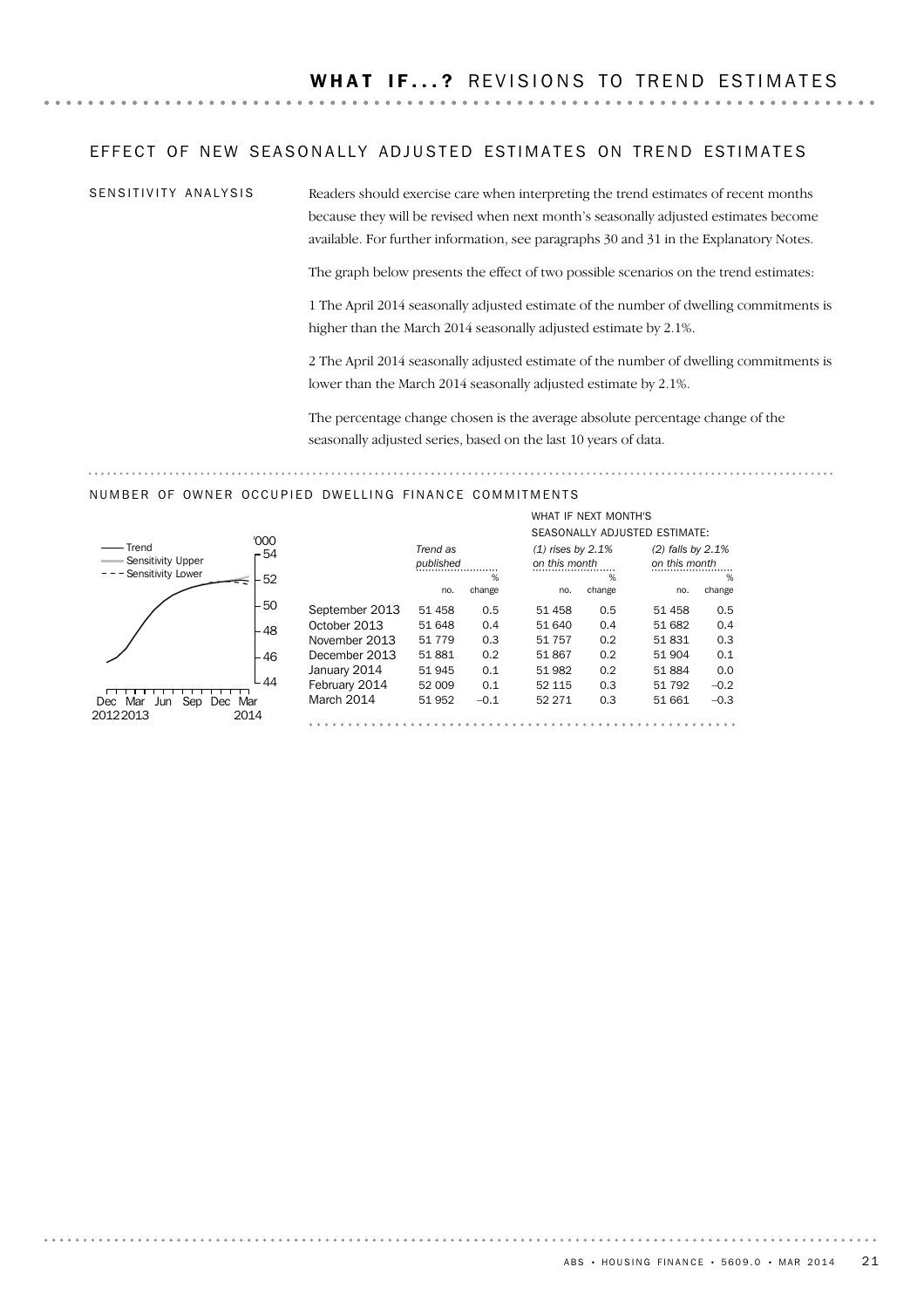# WHAT IF...? REVISIONS TO TREND ESTIMATES

## EFFECT OF NEW SEASONALLY ADJUSTED ESTIMATES ON TREND ESTIMATES

### SENSITIVITY ANALYSIS

Readers should exercise care when interpreting the trend estimates of recent months because they will be revised when next month's seasonally adjusted estimates become available. For further information, see paragraphs 30 and 31 in the Explanatory Notes.

The graph below presents the effect of two possible scenarios on the trend estimates:

1 The April 2014 seasonally adjusted estimate of the number of dwelling commitments is higher than the March 2014 seasonally adjusted estimate by 2.1%.

2 The April 2014 seasonally adjusted estimate of the number of dwelling commitments is lower than the March 2014 seasonally adjusted estimate by 2.1%.

The percentage change chosen is the average absolute percentage change of the seasonally adjusted series, based on the last 10 years of data.

### NUMBER OF OWNER OCCUPIED DWELLING FINANCE COMMITMENTS

| | Trend as published | | WHAT IF NEXT MONTH'S SEASONALLY ADJUSTED ESTIMATE: (1) rises by 2.1% on this month | | (2) falls by 2.1% on this month | |
|---|---|---|---|---|---|---|
| | no. | % change | no. | % change | no. | % change |
| September 2013 | 51 458 | 0.5 | 51 458 | 0.5 | 51 458 | 0.5 |
| October 2013 | 51 648 | 0.4 | 51 640 | 0.4 | 51 682 | 0.4 |
| November 2013 | 51 779 | 0.3 | 51 757 | 0.2 | 51 831 | 0.3 |
| December 2013 | 51 881 | 0.2 | 51 867 | 0.2 | 51 904 | 0.1 |
| January 2014 | 51 945 | 0.1 | 51 982 | 0.2 | 51 884 | 0.0 |
| February 2014 | 52 009 | 0.1 | 52 115 | 0.3 | 51 792 | –0.2 |
| March 2014 | 51 952 | –0.1 | 52 271 | 0.3 | 51 661 | –0.3 |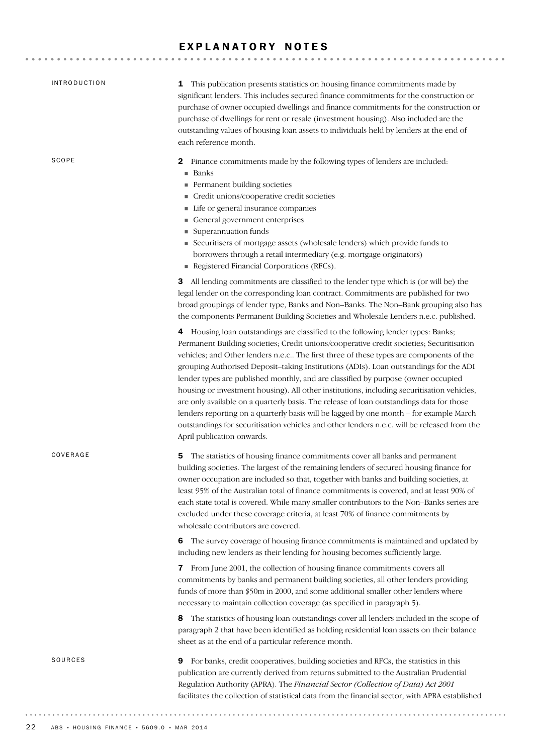# EXPLANATORY NOTES

## INTRODUCTION

**1** This publication presents statistics on housing finance commitments made by significant lenders. This includes secured finance commitments for the construction or purchase of owner occupied dwellings and finance commitments for the construction or purchase of dwellings for rent or resale (investment housing). Also included are the outstanding values of housing loan assets to individuals held by lenders at the end of each reference month.

## SCOPE

**2** Finance commitments made by the following types of lenders are included:

- Banks
- Permanent building societies
- Credit unions/cooperative credit societies
- Life or general insurance companies
- General government enterprises
- Superannuation funds
- Securitisers of mortgage assets (wholesale lenders) which provide funds to borrowers through a retail intermediary (e.g. mortgage originators)
- Registered Financial Corporations (RFCs).

**3** All lending commitments are classified to the lender type which is (or will be) the legal lender on the corresponding loan contract. Commitments are published for two broad groupings of lender type, Banks and Non–Banks. The Non–Bank grouping also has the components Permanent Building Societies and Wholesale Lenders n.e.c. published.

**4** Housing loan outstandings are classified to the following lender types: Banks; Permanent Building societies; Credit unions/cooperative credit societies; Securitisation vehicles; and Other lenders n.e.c.. The first three of these types are components of the grouping Authorised Deposit–taking Institutions (ADIs). Loan outstandings for the ADI lender types are published monthly, and are classified by purpose (owner occupied housing or investment housing). All other institutions, including securitisation vehicles, are only available on a quarterly basis. The release of loan outstandings data for those lenders reporting on a quarterly basis will be lagged by one month – for example March outstandings for securitisation vehicles and other lenders n.e.c. will be released from the April publication onwards.

## COVERAGE

**5** The statistics of housing finance commitments cover all banks and permanent building societies. The largest of the remaining lenders of secured housing finance for owner occupation are included so that, together with banks and building societies, at least 95% of the Australian total of finance commitments is covered, and at least 90% of each state total is covered. While many smaller contributors to the Non–Banks series are excluded under these coverage criteria, at least 70% of finance commitments by wholesale contributors are covered.

**6** The survey coverage of housing finance commitments is maintained and updated by including new lenders as their lending for housing becomes sufficiently large.

**7** From June 2001, the collection of housing finance commitments covers all commitments by banks and permanent building societies, all other lenders providing funds of more than $50m in 2000, and some additional smaller other lenders where necessary to maintain collection coverage (as specified in paragraph 5).

**8** The statistics of housing loan outstandings cover all lenders included in the scope of paragraph 2 that have been identified as holding residential loan assets on their balance sheet as at the end of a particular reference month.

## SOURCES

**9** For banks, credit cooperatives, building societies and RFCs, the statistics in this publication are currently derived from returns submitted to the Australian Prudential Regulation Authority (APRA). The *Financial Sector (Collection of Data) Act 2001* facilitates the collection of statistical data from the financial sector, with APRA established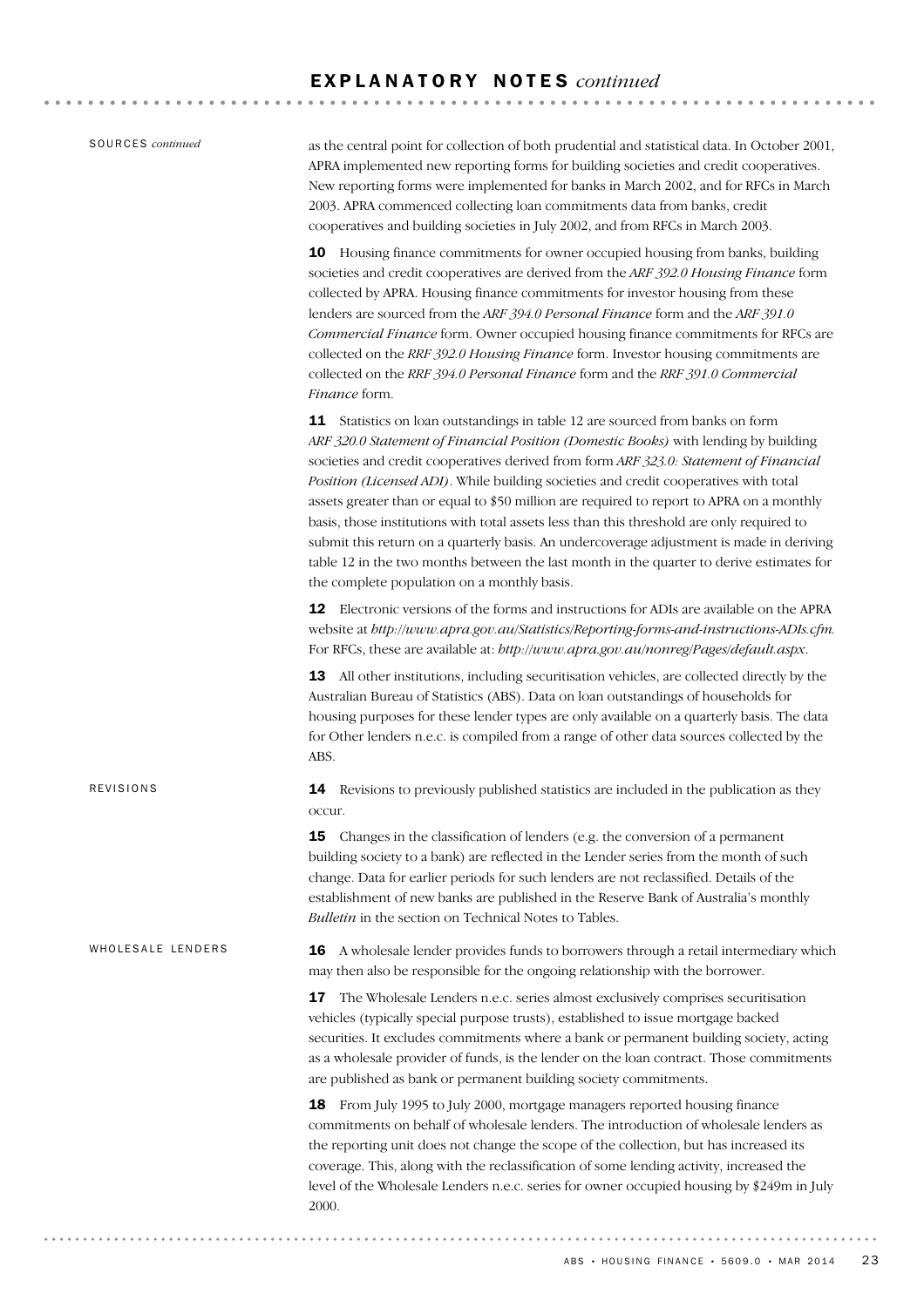## EXPLANATORY NOTES *continued*

SOURCES *continued*

as the central point for collection of both prudential and statistical data. In October 2001, APRA implemented new reporting forms for building societies and credit cooperatives. New reporting forms were implemented for banks in March 2002, and for RFCs in March 2003. APRA commenced collecting loan commitments data from banks, credit cooperatives and building societies in July 2002, and from RFCs in March 2003.

**10** Housing finance commitments for owner occupied housing from banks, building societies and credit cooperatives are derived from the *ARF 392.0 Housing Finance* form collected by APRA. Housing finance commitments for investor housing from these lenders are sourced from the *ARF 394.0 Personal Finance* form and the *ARF 391.0 Commercial Finance* form. Owner occupied housing finance commitments for RFCs are collected on the *RRF 392.0 Housing Finance* form. Investor housing commitments are collected on the *RRF 394.0 Personal Finance* form and the *RRF 391.0 Commercial Finance* form.

**11** Statistics on loan outstandings in table 12 are sourced from banks on form *ARF 320.0 Statement of Financial Position (Domestic Books)* with lending by building societies and credit cooperatives derived from form *ARF 323.0: Statement of Financial Position (Licensed ADI)*. While building societies and credit cooperatives with total assets greater than or equal to $50 million are required to report to APRA on a monthly basis, those institutions with total assets less than this threshold are only required to submit this return on a quarterly basis. An undercoverage adjustment is made in deriving table 12 in the two months between the last month in the quarter to derive estimates for the complete population on a monthly basis.

**12** Electronic versions of the forms and instructions for ADIs are available on the APRA website at *http://www.apra.gov.au/Statistics/Reporting-forms-and-instructions-ADIs.cfm*. For RFCs, these are available at: *http://www.apra.gov.au/nonreg/Pages/default.aspx*.

**13** All other institutions, including securitisation vehicles, are collected directly by the Australian Bureau of Statistics (ABS). Data on loan outstandings of households for housing purposes for these lender types are only available on a quarterly basis. The data for Other lenders n.e.c. is compiled from a range of other data sources collected by the ABS.

REVISIONS

**14** Revisions to previously published statistics are included in the publication as they occur.

**15** Changes in the classification of lenders (e.g. the conversion of a permanent building society to a bank) are reflected in the Lender series from the month of such change. Data for earlier periods for such lenders are not reclassified. Details of the establishment of new banks are published in the Reserve Bank of Australia's monthly *Bulletin* in the section on Technical Notes to Tables.

WHOLESALE LENDERS

**16** A wholesale lender provides funds to borrowers through a retail intermediary which may then also be responsible for the ongoing relationship with the borrower.

**17** The Wholesale Lenders n.e.c. series almost exclusively comprises securitisation vehicles (typically special purpose trusts), established to issue mortgage backed securities. It excludes commitments where a bank or permanent building society, acting as a wholesale provider of funds, is the lender on the loan contract. Those commitments are published as bank or permanent building society commitments.

**18** From July 1995 to July 2000, mortgage managers reported housing finance commitments on behalf of wholesale lenders. The introduction of wholesale lenders as the reporting unit does not change the scope of the collection, but has increased its coverage. This, along with the reclassification of some lending activity, increased the level of the Wholesale Lenders n.e.c. series for owner occupied housing by $249m in July 2000.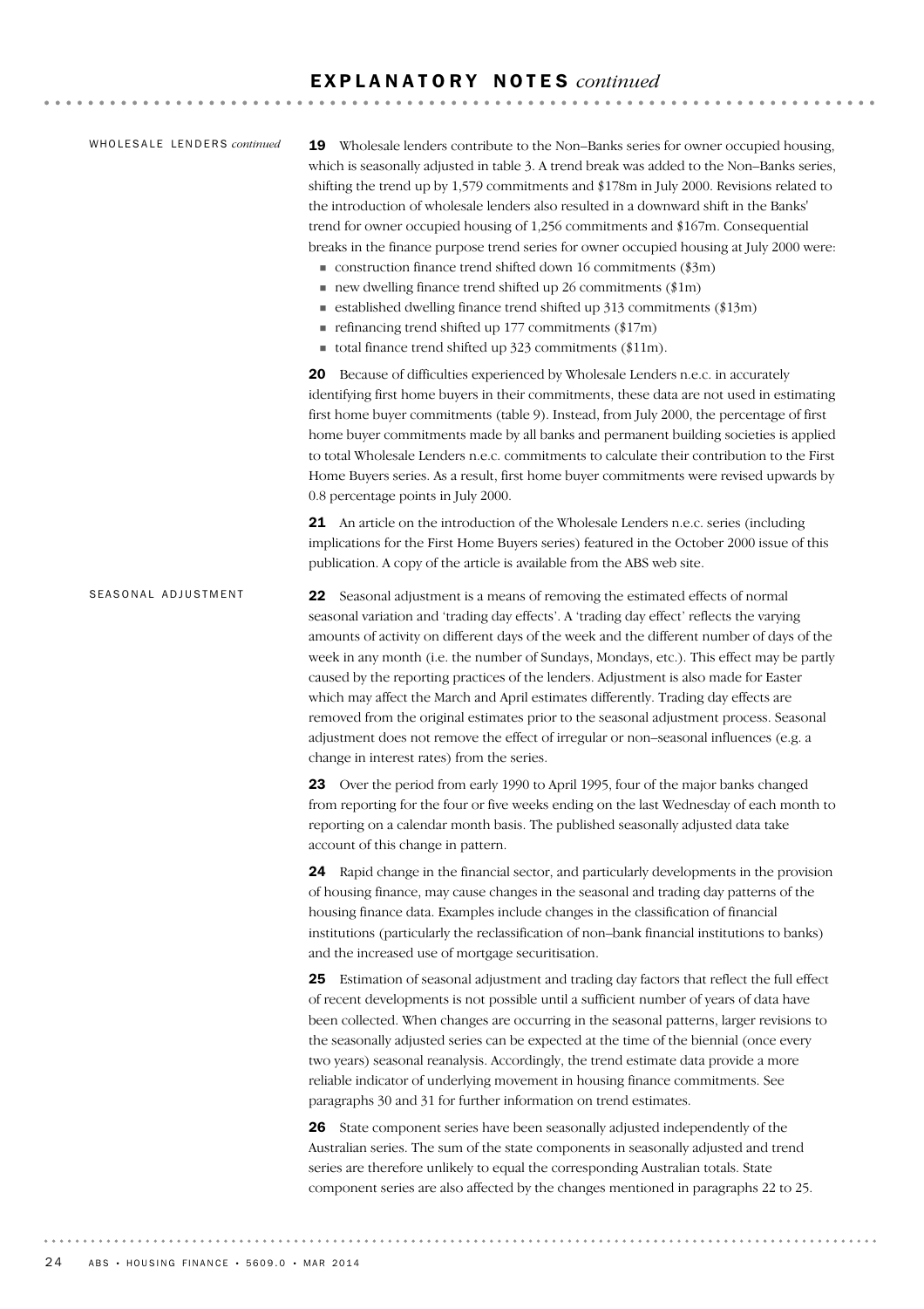## EXPLANATORY NOTES *continued*

### WHOLESALE LENDERS *continued*

**19** Wholesale lenders contribute to the Non–Banks series for owner occupied housing, which is seasonally adjusted in table 3. A trend break was added to the Non–Banks series, shifting the trend up by 1,579 commitments and $178m in July 2000. Revisions related to the introduction of wholesale lenders also resulted in a downward shift in the Banks' trend for owner occupied housing of 1,256 commitments and $167m. Consequential breaks in the finance purpose trend series for owner occupied housing at July 2000 were:

- construction finance trend shifted down 16 commitments ($3m)
- new dwelling finance trend shifted up 26 commitments ($1m)
- established dwelling finance trend shifted up 313 commitments ($13m)
- refinancing trend shifted up 177 commitments ($17m)
- total finance trend shifted up 323 commitments ($11m).

**20** Because of difficulties experienced by Wholesale Lenders n.e.c. in accurately identifying first home buyers in their commitments, these data are not used in estimating first home buyer commitments (table 9). Instead, from July 2000, the percentage of first home buyer commitments made by all banks and permanent building societies is applied to total Wholesale Lenders n.e.c. commitments to calculate their contribution to the First Home Buyers series. As a result, first home buyer commitments were revised upwards by 0.8 percentage points in July 2000.

**21** An article on the introduction of the Wholesale Lenders n.e.c. series (including implications for the First Home Buyers series) featured in the October 2000 issue of this publication. A copy of the article is available from the ABS web site.

### SEASONAL ADJUSTMENT

**22** Seasonal adjustment is a means of removing the estimated effects of normal seasonal variation and 'trading day effects'. A 'trading day effect' reflects the varying amounts of activity on different days of the week and the different number of days of the week in any month (i.e. the number of Sundays, Mondays, etc.). This effect may be partly caused by the reporting practices of the lenders. Adjustment is also made for Easter which may affect the March and April estimates differently. Trading day effects are removed from the original estimates prior to the seasonal adjustment process. Seasonal adjustment does not remove the effect of irregular or non–seasonal influences (e.g. a change in interest rates) from the series.

**23** Over the period from early 1990 to April 1995, four of the major banks changed from reporting for the four or five weeks ending on the last Wednesday of each month to reporting on a calendar month basis. The published seasonally adjusted data take account of this change in pattern.

**24** Rapid change in the financial sector, and particularly developments in the provision of housing finance, may cause changes in the seasonal and trading day patterns of the housing finance data. Examples include changes in the classification of financial institutions (particularly the reclassification of non–bank financial institutions to banks) and the increased use of mortgage securitisation.

**25** Estimation of seasonal adjustment and trading day factors that reflect the full effect of recent developments is not possible until a sufficient number of years of data have been collected. When changes are occurring in the seasonal patterns, larger revisions to the seasonally adjusted series can be expected at the time of the biennial (once every two years) seasonal reanalysis. Accordingly, the trend estimate data provide a more reliable indicator of underlying movement in housing finance commitments. See paragraphs 30 and 31 for further information on trend estimates.

**26** State component series have been seasonally adjusted independently of the Australian series. The sum of the state components in seasonally adjusted and trend series are therefore unlikely to equal the corresponding Australian totals. State component series are also affected by the changes mentioned in paragraphs 22 to 25.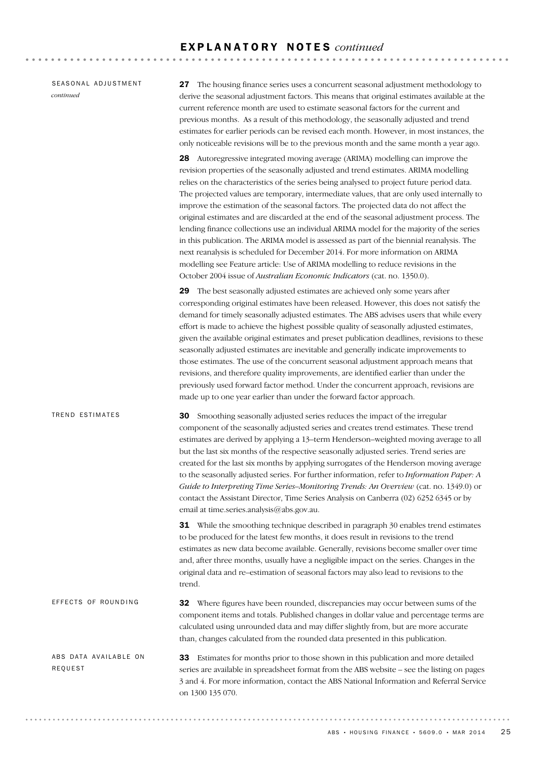## EXPLANATORY NOTES *continued*

### SEASONAL ADJUSTMENT *continued*

**27** The housing finance series uses a concurrent seasonal adjustment methodology to derive the seasonal adjustment factors. This means that original estimates available at the current reference month are used to estimate seasonal factors for the current and previous months. As a result of this methodology, the seasonally adjusted and trend estimates for earlier periods can be revised each month. However, in most instances, the only noticeable revisions will be to the previous month and the same month a year ago.

**28** Autoregressive integrated moving average (ARIMA) modelling can improve the revision properties of the seasonally adjusted and trend estimates. ARIMA modelling relies on the characteristics of the series being analysed to project future period data. The projected values are temporary, intermediate values, that are only used internally to improve the estimation of the seasonal factors. The projected data do not affect the original estimates and are discarded at the end of the seasonal adjustment process. The lending finance collections use an individual ARIMA model for the majority of the series in this publication. The ARIMA model is assessed as part of the biennial reanalysis. The next reanalysis is scheduled for December 2014. For more information on ARIMA modelling see Feature article: Use of ARIMA modelling to reduce revisions in the October 2004 issue of *Australian Economic Indicators* (cat. no. 1350.0).

**29** The best seasonally adjusted estimates are achieved only some years after corresponding original estimates have been released. However, this does not satisfy the demand for timely seasonally adjusted estimates. The ABS advises users that while every effort is made to achieve the highest possible quality of seasonally adjusted estimates, given the available original estimates and preset publication deadlines, revisions to these seasonally adjusted estimates are inevitable and generally indicate improvements to those estimates. The use of the concurrent seasonal adjustment approach means that revisions, and therefore quality improvements, are identified earlier than under the previously used forward factor method. Under the concurrent approach, revisions are made up to one year earlier than under the forward factor approach.

### TREND ESTIMATES

**30** Smoothing seasonally adjusted series reduces the impact of the irregular component of the seasonally adjusted series and creates trend estimates. These trend estimates are derived by applying a 13–term Henderson–weighted moving average to all but the last six months of the respective seasonally adjusted series. Trend series are created for the last six months by applying surrogates of the Henderson moving average to the seasonally adjusted series. For further information, refer to *Information Paper: A Guide to Interpreting Time Series–Monitoring Trends: An Overview* (cat. no. 1349.0) or contact the Assistant Director, Time Series Analysis on Canberra (02) 6252 6345 or by email at time.series.analysis@abs.gov.au.

**31** While the smoothing technique described in paragraph 30 enables trend estimates to be produced for the latest few months, it does result in revisions to the trend estimates as new data become available. Generally, revisions become smaller over time and, after three months, usually have a negligible impact on the series. Changes in the original data and re–estimation of seasonal factors may also lead to revisions to the trend.

### EFFECTS OF ROUNDING

**32** Where figures have been rounded, discrepancies may occur between sums of the component items and totals. Published changes in dollar value and percentage terms are calculated using unrounded data and may differ slightly from, but are more accurate than, changes calculated from the rounded data presented in this publication.

### ABS DATA AVAILABLE ON REQUEST

**33** Estimates for months prior to those shown in this publication and more detailed series are available in spreadsheet format from the ABS website – see the listing on pages 3 and 4. For more information, contact the ABS National Information and Referral Service on 1300 135 070.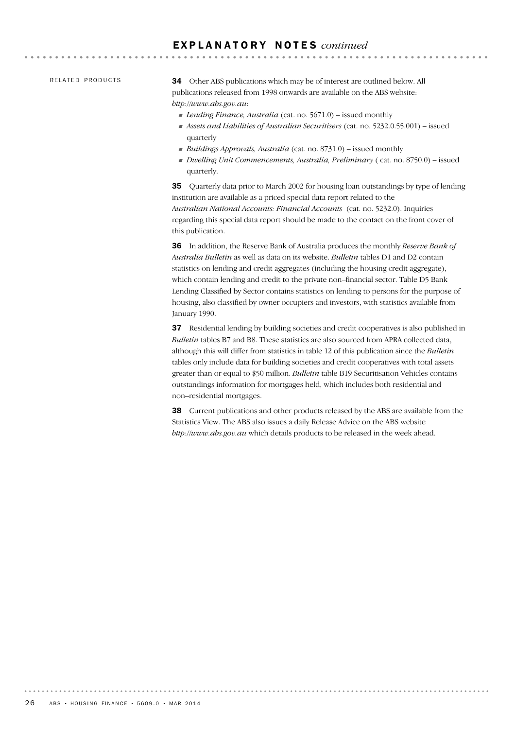## EXPLANATORY NOTES *continued*

### RELATED PRODUCTS

**34** Other ABS publications which may be of interest are outlined below. All publications released from 1998 onwards are available on the ABS website: *http://www.abs.gov.au*:

- *Lending Finance, Australia* (cat. no. 5671.0) – issued monthly
- *Assets and Liabilities of Australian Securitisers* (cat. no. 5232.0.55.001) – issued quarterly
- *Buildings Approvals, Australia* (cat. no. 8731.0) – issued monthly
- *Dwelling Unit Commencements, Australia, Preliminary* ( cat. no. 8750.0) – issued quarterly.

**35** Quarterly data prior to March 2002 for housing loan outstandings by type of lending institution are available as a priced special data report related to the *Australian National Accounts: Financial Accounts* (cat. no. 5232.0). Inquiries regarding this special data report should be made to the contact on the front cover of this publication.

**36** In addition, the Reserve Bank of Australia produces the monthly *Reserve Bank of Australia Bulletin* as well as data on its website. *Bulletin* tables D1 and D2 contain statistics on lending and credit aggregates (including the housing credit aggregate), which contain lending and credit to the private non–financial sector. Table D5 Bank Lending Classified by Sector contains statistics on lending to persons for the purpose of housing, also classified by owner occupiers and investors, with statistics available from January 1990.

**37** Residential lending by building societies and credit cooperatives is also published in *Bulletin* tables B7 and B8. These statistics are also sourced from APRA collected data, although this will differ from statistics in table 12 of this publication since the *Bulletin* tables only include data for building societies and credit cooperatives with total assets greater than or equal to $50 million. *Bulletin* table B19 Securitisation Vehicles contains outstandings information for mortgages held, which includes both residential and non–residential mortgages.

**38** Current publications and other products released by the ABS are available from the Statistics View. The ABS also issues a daily Release Advice on the ABS website *http://www.abs.gov.au* which details products to be released in the week ahead.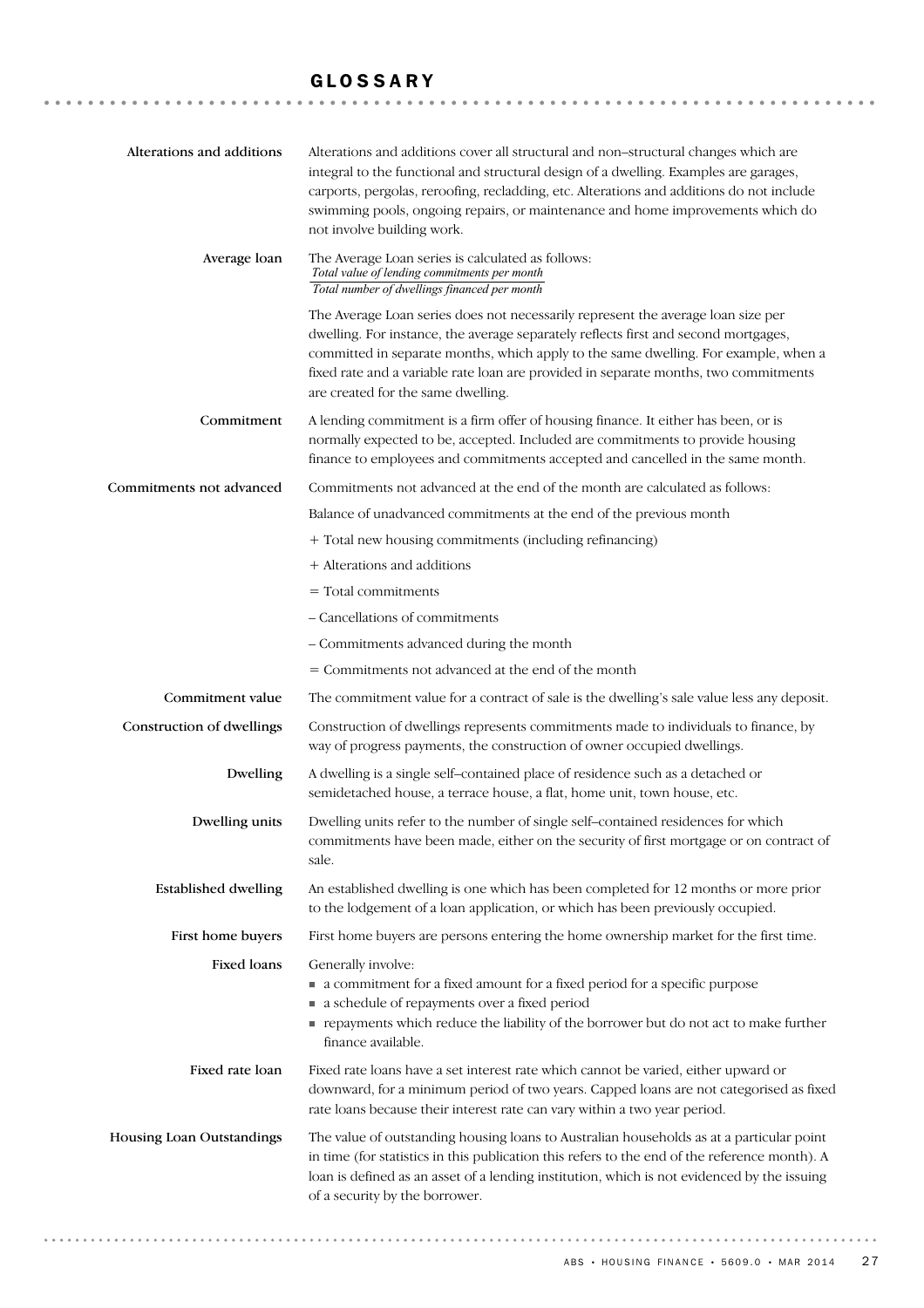# GLOSSARY

**Alterations and additions**

Alterations and additions cover all structural and non–structural changes which are integral to the functional and structural design of a dwelling. Examples are garages, carports, pergolas, reroofing, recladding, etc. Alterations and additions do not include swimming pools, ongoing repairs, or maintenance and home improvements which do not involve building work.

**Average loan**

The Average Loan series is calculated as follows:

$$\frac{\text{Total value of lending commitments per month}}{\text{Total number of dwellings financed per month}}$$

The Average Loan series does not necessarily represent the average loan size per dwelling. For instance, the average separately reflects first and second mortgages, committed in separate months, which apply to the same dwelling. For example, when a fixed rate and a variable rate loan are provided in separate months, two commitments are created for the same dwelling.

**Commitment**

A lending commitment is a firm offer of housing finance. It either has been, or is normally expected to be, accepted. Included are commitments to provide housing finance to employees and commitments accepted and cancelled in the same month.

**Commitments not advanced**

Commitments not advanced at the end of the month are calculated as follows:

Balance of unadvanced commitments at the end of the previous month

+ Total new housing commitments (including refinancing)

+ Alterations and additions

= Total commitments

– Cancellations of commitments

– Commitments advanced during the month

= Commitments not advanced at the end of the month

**Commitment value**

The commitment value for a contract of sale is the dwelling's sale value less any deposit.

**Construction of dwellings**

Construction of dwellings represents commitments made to individuals to finance, by way of progress payments, the construction of owner occupied dwellings.

**Dwelling**

A dwelling is a single self–contained place of residence such as a detached or semidetached house, a terrace house, a flat, home unit, town house, etc.

**Dwelling units**

Dwelling units refer to the number of single self–contained residences for which commitments have been made, either on the security of first mortgage or on contract of sale.

**Established dwelling**

An established dwelling is one which has been completed for 12 months or more prior to the lodgement of a loan application, or which has been previously occupied.

**First home buyers**

First home buyers are persons entering the home ownership market for the first time.

**Fixed loans**

Generally involve:

- a commitment for a fixed amount for a fixed period for a specific purpose
- a schedule of repayments over a fixed period
- repayments which reduce the liability of the borrower but do not act to make further finance available.

**Fixed rate loan**

Fixed rate loans have a set interest rate which cannot be varied, either upward or downward, for a minimum period of two years. Capped loans are not categorised as fixed rate loans because their interest rate can vary within a two year period.

**Housing Loan Outstandings**

The value of outstanding housing loans to Australian households as at a particular point in time (for statistics in this publication this refers to the end of the reference month). A loan is defined as an asset of a lending institution, which is not evidenced by the issuing of a security by the borrower.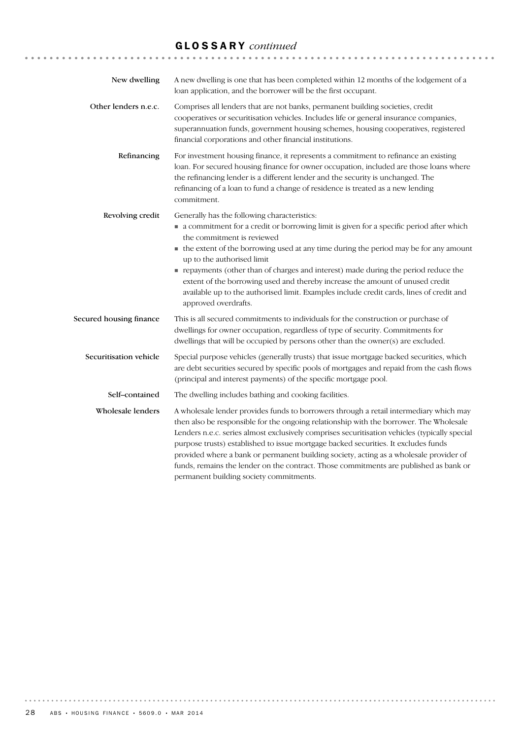## GLOSSARY *continued*

**New dwelling**
A new dwelling is one that has been completed within 12 months of the lodgement of a loan application, and the borrower will be the first occupant.

**Other lenders n.e.c.**
Comprises all lenders that are not banks, permanent building societies, credit cooperatives or securitisation vehicles. Includes life or general insurance companies, superannuation funds, government housing schemes, housing cooperatives, registered financial corporations and other financial institutions.

**Refinancing**
For investment housing finance, it represents a commitment to refinance an existing loan. For secured housing finance for owner occupation, included are those loans where the refinancing lender is a different lender and the security is unchanged. The refinancing of a loan to fund a change of residence is treated as a new lending commitment.

**Revolving credit**
Generally has the following characteristics:

- a commitment for a credit or borrowing limit is given for a specific period after which the commitment is reviewed
- the extent of the borrowing used at any time during the period may be for any amount up to the authorised limit
- repayments (other than of charges and interest) made during the period reduce the extent of the borrowing used and thereby increase the amount of unused credit available up to the authorised limit. Examples include credit cards, lines of credit and approved overdrafts.

**Secured housing finance**
This is all secured commitments to individuals for the construction or purchase of dwellings for owner occupation, regardless of type of security. Commitments for dwellings that will be occupied by persons other than the owner(s) are excluded.

**Securitisation vehicle**
Special purpose vehicles (generally trusts) that issue mortgage backed securities, which are debt securities secured by specific pools of mortgages and repaid from the cash flows (principal and interest payments) of the specific mortgage pool.

**Self–contained**
The dwelling includes bathing and cooking facilities.

**Wholesale lenders**
A wholesale lender provides funds to borrowers through a retail intermediary which may then also be responsible for the ongoing relationship with the borrower. The Wholesale Lenders n.e.c. series almost exclusively comprises securitisation vehicles (typically special purpose trusts) established to issue mortgage backed securities. It excludes funds provided where a bank or permanent building society, acting as a wholesale provider of funds, remains the lender on the contract. Those commitments are published as bank or permanent building society commitments.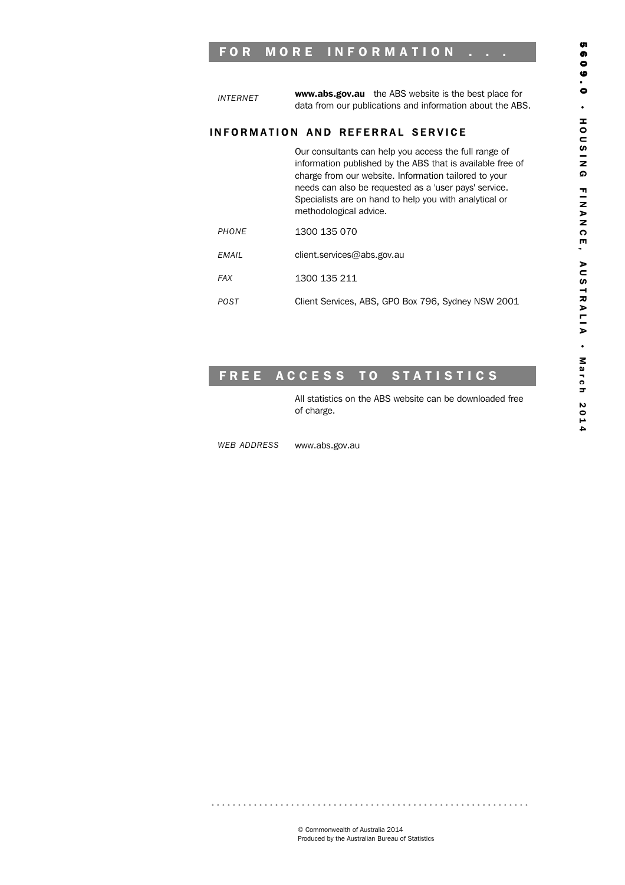## FOR MORE INFORMATION . . .

*INTERNET* **www.abs.gov.au** the ABS website is the best place for data from our publications and information about the ABS.

### INFORMATION AND REFERRAL SERVICE

Our consultants can help you access the full range of information published by the ABS that is available free of charge from our website. Information tailored to your needs can also be requested as a 'user pays' service. Specialists are on hand to help you with analytical or methodological advice.

*PHONE* 1300 135 070

*EMAIL* client.services@abs.gov.au

*FAX* 1300 135 211

*POST* Client Services, ABS, GPO Box 796, Sydney NSW 2001

## FREE ACCESS TO STATISTICS

All statistics on the ABS website can be downloaded free of charge.

*WEB ADDRESS* www.abs.gov.au

© Commonwealth of Australia 2014
Produced by the Australian Bureau of Statistics